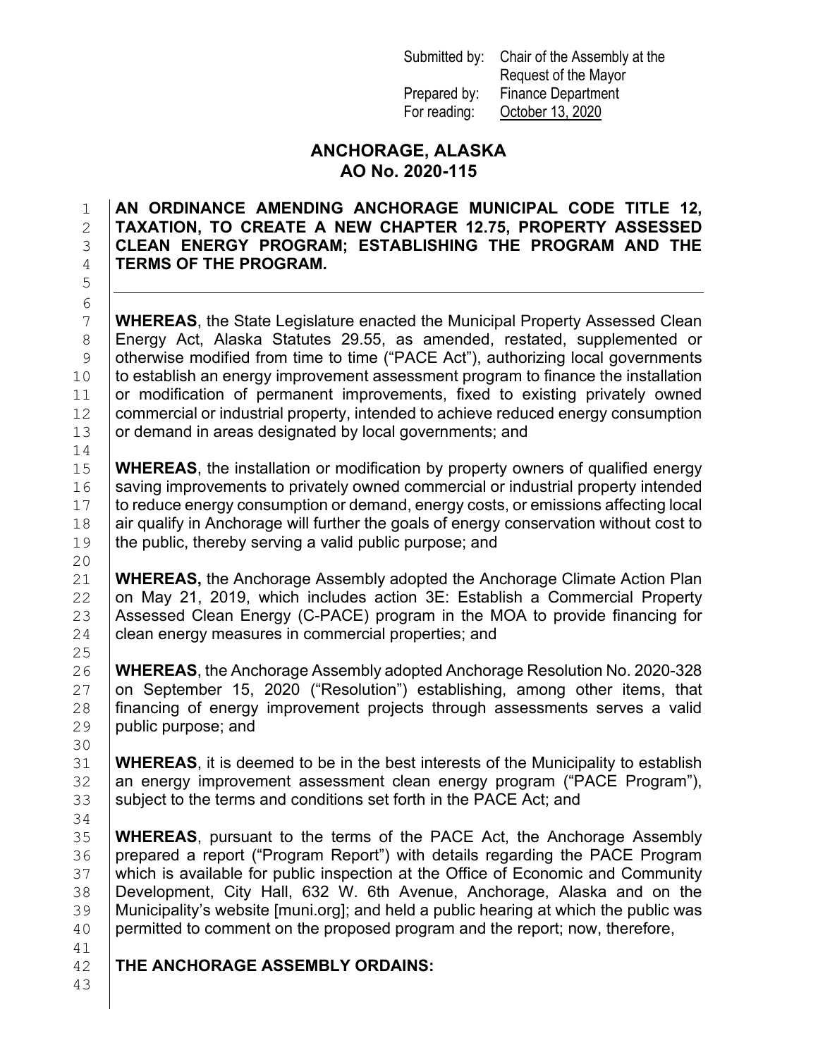Submitted by: Chair of the Assembly at the Request of the Mayor
Prepared by: Finance Department
For reading: October 13, 2020

# ANCHORAGE, ALASKA
# AO No. 2020-115

**AN ORDINANCE AMENDING ANCHORAGE MUNICIPAL CODE TITLE 12, TAXATION, TO CREATE A NEW CHAPTER 12.75, PROPERTY ASSESSED CLEAN ENERGY PROGRAM; ESTABLISHING THE PROGRAM AND THE TERMS OF THE PROGRAM.**

---

**WHEREAS**, the State Legislature enacted the Municipal Property Assessed Clean Energy Act, Alaska Statutes 29.55, as amended, restated, supplemented or otherwise modified from time to time ("PACE Act"), authorizing local governments to establish an energy improvement assessment program to finance the installation or modification of permanent improvements, fixed to existing privately owned commercial or industrial property, intended to achieve reduced energy consumption or demand in areas designated by local governments; and

**WHEREAS**, the installation or modification by property owners of qualified energy saving improvements to privately owned commercial or industrial property intended to reduce energy consumption or demand, energy costs, or emissions affecting local air qualify in Anchorage will further the goals of energy conservation without cost to the public, thereby serving a valid public purpose; and

**WHEREAS,** the Anchorage Assembly adopted the Anchorage Climate Action Plan on May 21, 2019, which includes action 3E: Establish a Commercial Property Assessed Clean Energy (C-PACE) program in the MOA to provide financing for clean energy measures in commercial properties; and

**WHEREAS**, the Anchorage Assembly adopted Anchorage Resolution No. 2020-328 on September 15, 2020 ("Resolution") establishing, among other items, that financing of energy improvement projects through assessments serves a valid public purpose; and

**WHEREAS**, it is deemed to be in the best interests of the Municipality to establish an energy improvement assessment clean energy program ("PACE Program"), subject to the terms and conditions set forth in the PACE Act; and

**WHEREAS**, pursuant to the terms of the PACE Act, the Anchorage Assembly prepared a report ("Program Report") with details regarding the PACE Program which is available for public inspection at the Office of Economic and Community Development, City Hall, 632 W. 6th Avenue, Anchorage, Alaska and on the Municipality's website [muni.org]; and held a public hearing at which the public was permitted to comment on the proposed program and the report; now, therefore,

**THE ANCHORAGE ASSEMBLY ORDAINS:**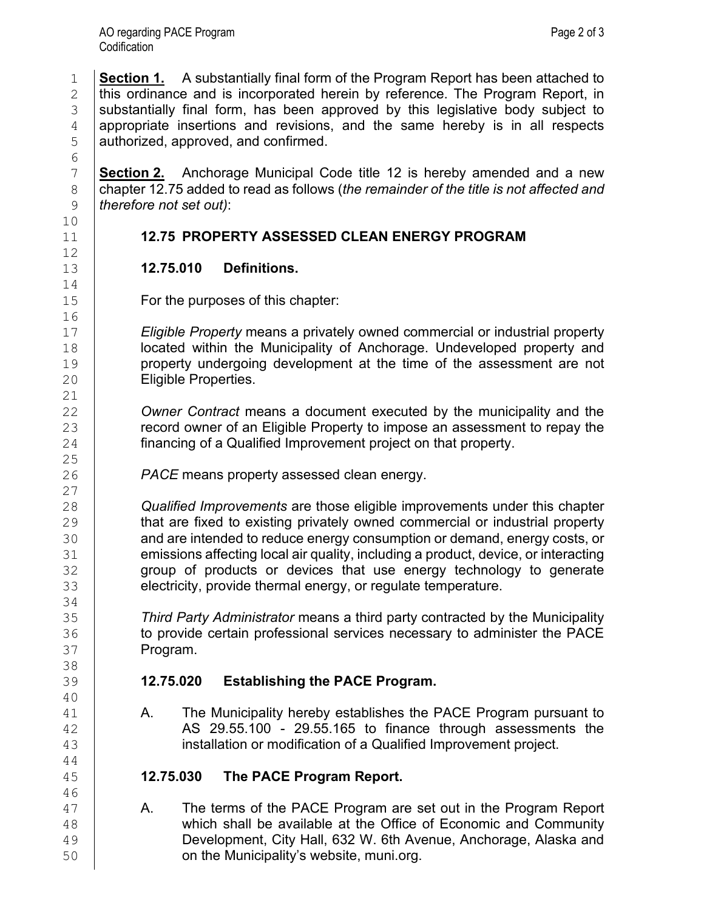**Section 1.** A substantially final form of the Program Report has been attached to this ordinance and is incorporated herein by reference. The Program Report, in substantially final form, has been approved by this legislative body subject to appropriate insertions and revisions, and the same hereby is in all respects authorized, approved, and confirmed.

**Section 2.** Anchorage Municipal Code title 12 is hereby amended and a new chapter 12.75 added to read as follows (*the remainder of the title is not affected and therefore not set out)*:

### 12.75 PROPERTY ASSESSED CLEAN ENERGY PROGRAM

#### 12.75.010 Definitions.

For the purposes of this chapter:

*Eligible Property* means a privately owned commercial or industrial property located within the Municipality of Anchorage. Undeveloped property and property undergoing development at the time of the assessment are not Eligible Properties.

*Owner Contract* means a document executed by the municipality and the record owner of an Eligible Property to impose an assessment to repay the financing of a Qualified Improvement project on that property.

*PACE* means property assessed clean energy.

*Qualified Improvements* are those eligible improvements under this chapter that are fixed to existing privately owned commercial or industrial property and are intended to reduce energy consumption or demand, energy costs, or emissions affecting local air quality, including a product, device, or interacting group of products or devices that use energy technology to generate electricity, provide thermal energy, or regulate temperature.

*Third Party Administrator* means a third party contracted by the Municipality to provide certain professional services necessary to administer the PACE Program.

#### 12.75.020 Establishing the PACE Program.

A. The Municipality hereby establishes the PACE Program pursuant to AS 29.55.100 - 29.55.165 to finance through assessments the installation or modification of a Qualified Improvement project.

#### 12.75.030 The PACE Program Report.

A. The terms of the PACE Program are set out in the Program Report which shall be available at the Office of Economic and Community Development, City Hall, 632 W. 6th Avenue, Anchorage, Alaska and on the Municipality's website, muni.org.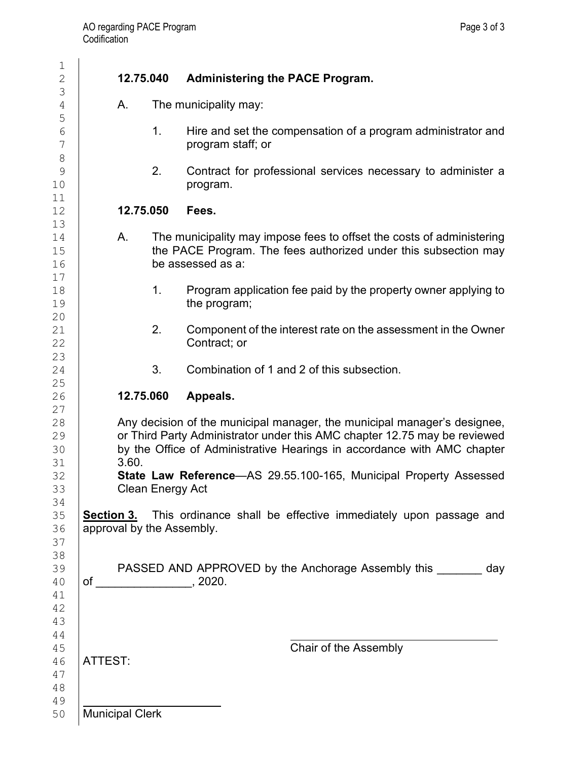**12.75.040 Administering the PACE Program.**

A. The municipality may:

1. Hire and set the compensation of a program administrator and program staff; or

2. Contract for professional services necessary to administer a program.

**12.75.050 Fees.**

A. The municipality may impose fees to offset the costs of administering the PACE Program. The fees authorized under this subsection may be assessed as a:

1. Program application fee paid by the property owner applying to the program;

2. Component of the interest rate on the assessment in the Owner Contract; or

3. Combination of 1 and 2 of this subsection.

**12.75.060 Appeals.**

Any decision of the municipal manager, the municipal manager's designee, or Third Party Administrator under this AMC chapter 12.75 may be reviewed by the Office of Administrative Hearings in accordance with AMC chapter 3.60.

**State Law Reference**—AS 29.55.100-165, Municipal Property Assessed Clean Energy Act

**Section 3.** This ordinance shall be effective immediately upon passage and approval by the Assembly.

PASSED AND APPROVED by the Anchorage Assembly this _______ day of _______________, 2020.

______________________________
Chair of the Assembly

ATTEST:

______________________________
Municipal Clerk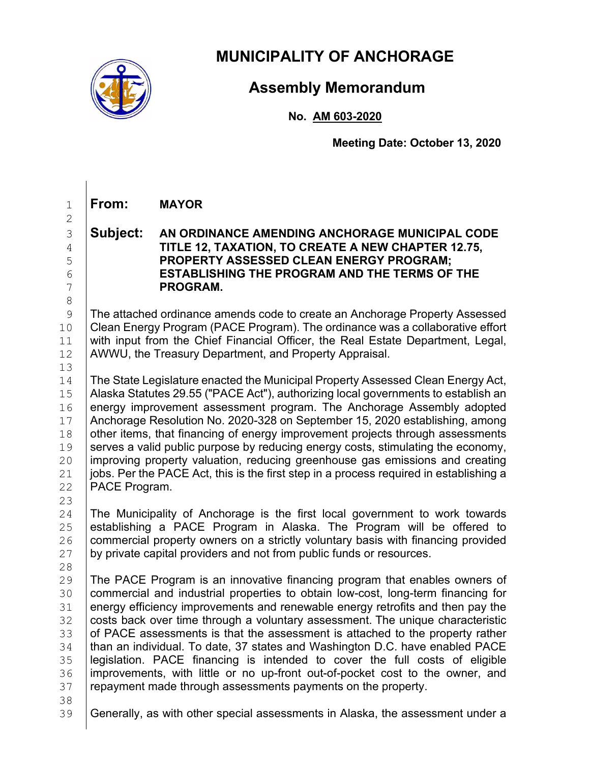# MUNICIPALITY OF ANCHORAGE

## Assembly Memorandum

**No. AM 603-2020**

**Meeting Date: October 13, 2020**

**From:** **MAYOR**

**Subject:** **AN ORDINANCE AMENDING ANCHORAGE MUNICIPAL CODE TITLE 12, TAXATION, TO CREATE A NEW CHAPTER 12.75, PROPERTY ASSESSED CLEAN ENERGY PROGRAM; ESTABLISHING THE PROGRAM AND THE TERMS OF THE PROGRAM.**

The attached ordinance amends code to create an Anchorage Property Assessed Clean Energy Program (PACE Program). The ordinance was a collaborative effort with input from the Chief Financial Officer, the Real Estate Department, Legal, AWWU, the Treasury Department, and Property Appraisal.

The State Legislature enacted the Municipal Property Assessed Clean Energy Act, Alaska Statutes 29.55 ("PACE Act"), authorizing local governments to establish an energy improvement assessment program. The Anchorage Assembly adopted Anchorage Resolution No. 2020-328 on September 15, 2020 establishing, among other items, that financing of energy improvement projects through assessments serves a valid public purpose by reducing energy costs, stimulating the economy, improving property valuation, reducing greenhouse gas emissions and creating jobs. Per the PACE Act, this is the first step in a process required in establishing a PACE Program.

The Municipality of Anchorage is the first local government to work towards establishing a PACE Program in Alaska. The Program will be offered to commercial property owners on a strictly voluntary basis with financing provided by private capital providers and not from public funds or resources.

The PACE Program is an innovative financing program that enables owners of commercial and industrial properties to obtain low-cost, long-term financing for energy efficiency improvements and renewable energy retrofits and then pay the costs back over time through a voluntary assessment. The unique characteristic of PACE assessments is that the assessment is attached to the property rather than an individual. To date, 37 states and Washington D.C. have enabled PACE legislation. PACE financing is intended to cover the full costs of eligible improvements, with little or no up-front out-of-pocket cost to the owner, and repayment made through assessments payments on the property.

Generally, as with other special assessments in Alaska, the assessment under a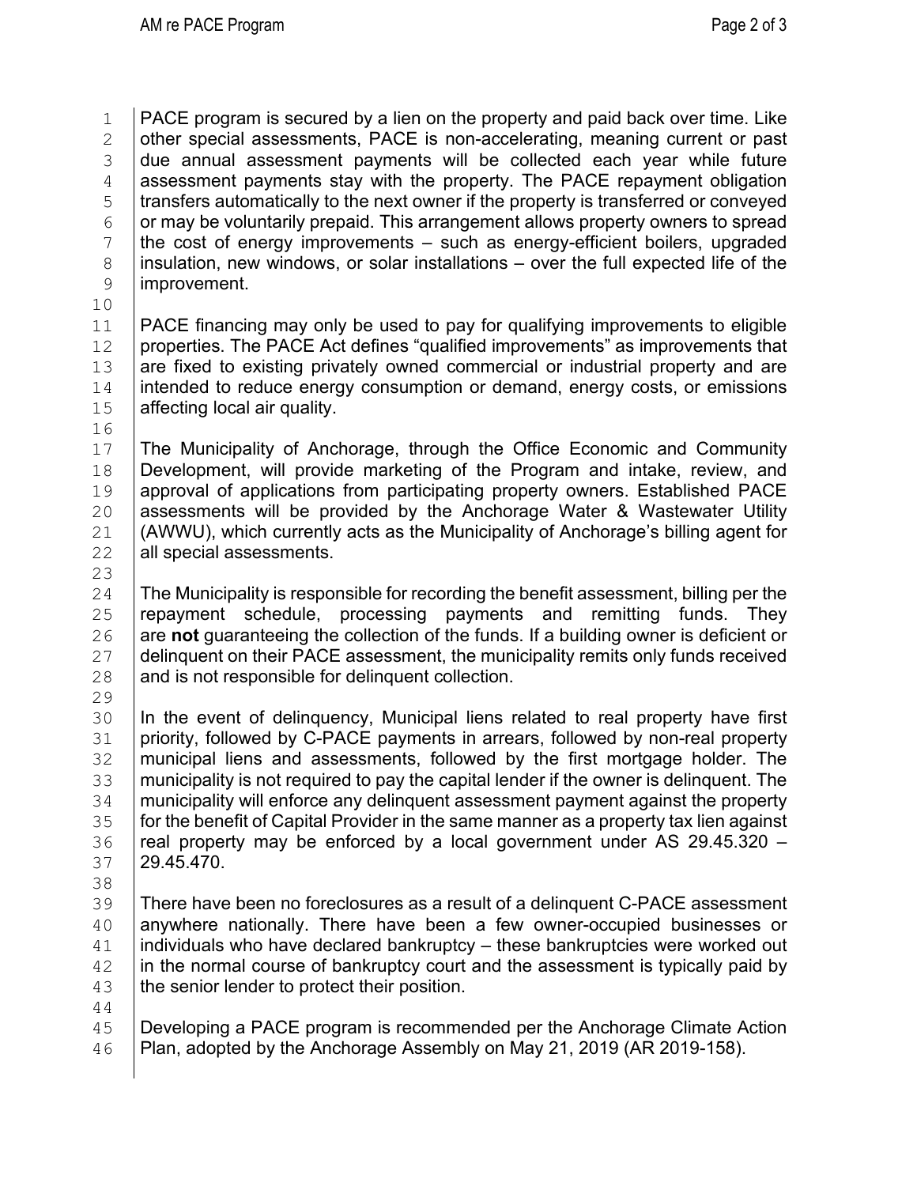PACE program is secured by a lien on the property and paid back over time. Like other special assessments, PACE is non-accelerating, meaning current or past due annual assessment payments will be collected each year while future assessment payments stay with the property. The PACE repayment obligation transfers automatically to the next owner if the property is transferred or conveyed or may be voluntarily prepaid. This arrangement allows property owners to spread the cost of energy improvements – such as energy-efficient boilers, upgraded insulation, new windows, or solar installations – over the full expected life of the improvement.

PACE financing may only be used to pay for qualifying improvements to eligible properties. The PACE Act defines "qualified improvements" as improvements that are fixed to existing privately owned commercial or industrial property and are intended to reduce energy consumption or demand, energy costs, or emissions affecting local air quality.

The Municipality of Anchorage, through the Office Economic and Community Development, will provide marketing of the Program and intake, review, and approval of applications from participating property owners. Established PACE assessments will be provided by the Anchorage Water & Wastewater Utility (AWWU), which currently acts as the Municipality of Anchorage's billing agent for all special assessments.

The Municipality is responsible for recording the benefit assessment, billing per the repayment schedule, processing payments and remitting funds. They are **not** guaranteeing the collection of the funds. If a building owner is deficient or delinquent on their PACE assessment, the municipality remits only funds received and is not responsible for delinquent collection.

In the event of delinquency, Municipal liens related to real property have first priority, followed by C-PACE payments in arrears, followed by non-real property municipal liens and assessments, followed by the first mortgage holder. The municipality is not required to pay the capital lender if the owner is delinquent. The municipality will enforce any delinquent assessment payment against the property for the benefit of Capital Provider in the same manner as a property tax lien against real property may be enforced by a local government under AS 29.45.320 – 29.45.470.

There have been no foreclosures as a result of a delinquent C-PACE assessment anywhere nationally. There have been a few owner-occupied businesses or individuals who have declared bankruptcy – these bankruptcies were worked out in the normal course of bankruptcy court and the assessment is typically paid by the senior lender to protect their position.

Developing a PACE program is recommended per the Anchorage Climate Action Plan, adopted by the Anchorage Assembly on May 21, 2019 (AR 2019-158).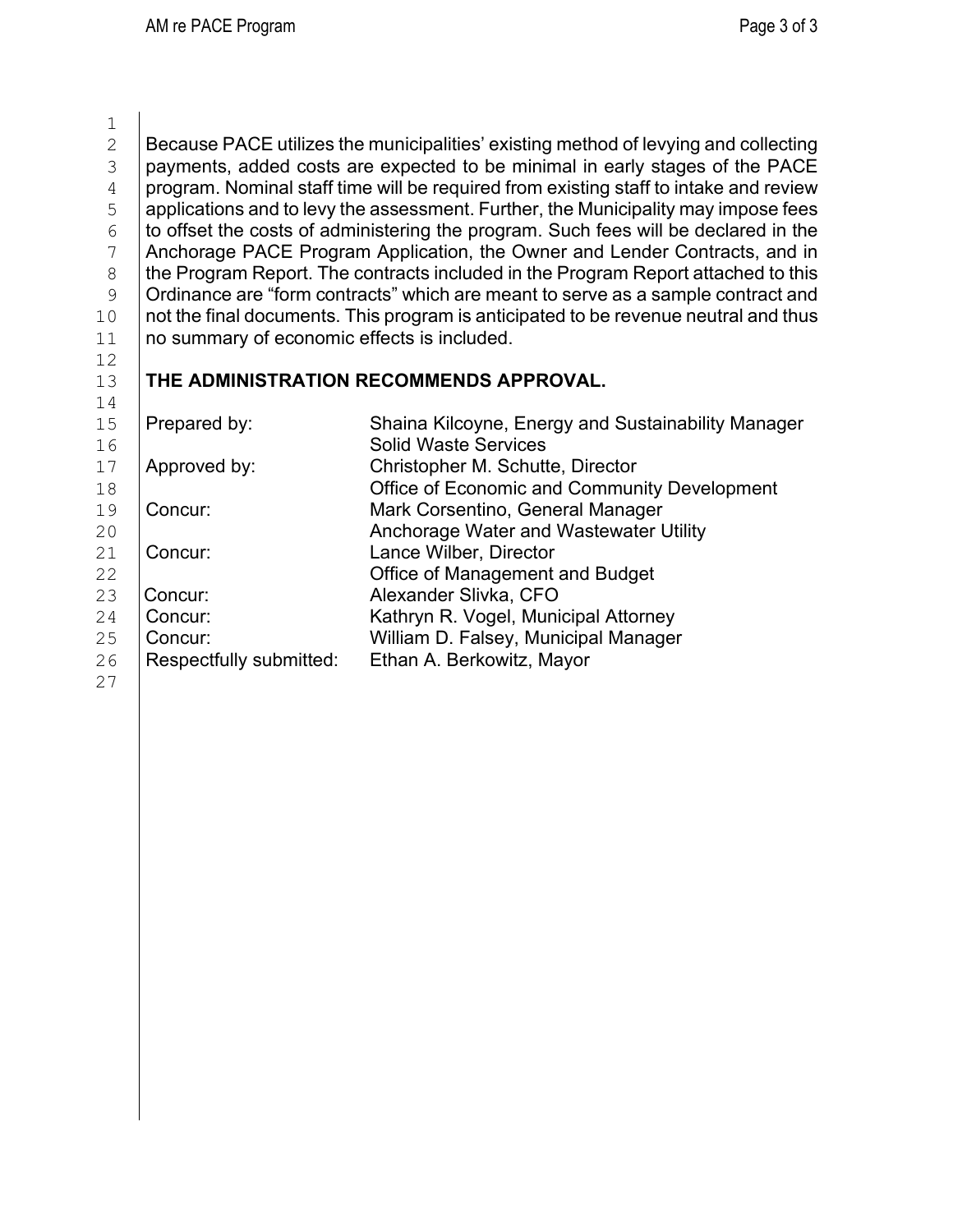Because PACE utilizes the municipalities' existing method of levying and collecting payments, added costs are expected to be minimal in early stages of the PACE program. Nominal staff time will be required from existing staff to intake and review applications and to levy the assessment. Further, the Municipality may impose fees to offset the costs of administering the program. Such fees will be declared in the Anchorage PACE Program Application, the Owner and Lender Contracts, and in the Program Report. The contracts included in the Program Report attached to this Ordinance are "form contracts" which are meant to serve as a sample contract and not the final documents. This program is anticipated to be revenue neutral and thus no summary of economic effects is included.

**THE ADMINISTRATION RECOMMENDS APPROVAL.**

| | |
|---|---|
| Prepared by: | Shaina Kilcoyne, Energy and Sustainability Manager<br>Solid Waste Services |
| Approved by: | Christopher M. Schutte, Director<br>Office of Economic and Community Development |
| Concur: | Mark Corsentino, General Manager<br>Anchorage Water and Wastewater Utility |
| Concur: | Lance Wilber, Director<br>Office of Management and Budget |
| Concur: | Alexander Slivka, CFO |
| Concur: | Kathryn R. Vogel, Municipal Attorney |
| Concur: | William D. Falsey, Municipal Manager |
| Respectfully submitted: | Ethan A. Berkowitz, Mayor |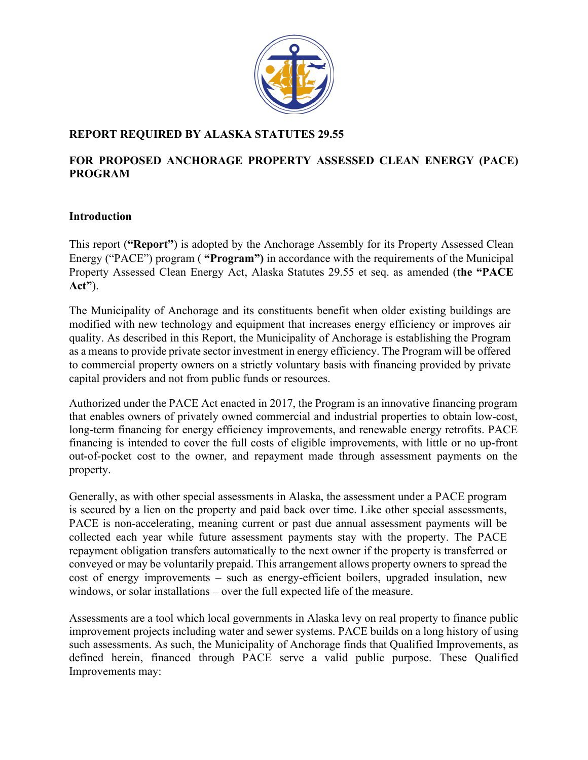**REPORT REQUIRED BY ALASKA STATUTES 29.55**

**FOR PROPOSED ANCHORAGE PROPERTY ASSESSED CLEAN ENERGY (PACE) PROGRAM**

**Introduction**

This report (**"Report"**) is adopted by the Anchorage Assembly for its Property Assessed Clean Energy ("PACE") program ( **"Program")** in accordance with the requirements of the Municipal Property Assessed Clean Energy Act, Alaska Statutes 29.55 et seq. as amended (**the "PACE Act"**).

The Municipality of Anchorage and its constituents benefit when older existing buildings are modified with new technology and equipment that increases energy efficiency or improves air quality. As described in this Report, the Municipality of Anchorage is establishing the Program as a means to provide private sector investment in energy efficiency. The Program will be offered to commercial property owners on a strictly voluntary basis with financing provided by private capital providers and not from public funds or resources.

Authorized under the PACE Act enacted in 2017, the Program is an innovative financing program that enables owners of privately owned commercial and industrial properties to obtain low-cost, long-term financing for energy efficiency improvements, and renewable energy retrofits. PACE financing is intended to cover the full costs of eligible improvements, with little or no up-front out-of-pocket cost to the owner, and repayment made through assessment payments on the property.

Generally, as with other special assessments in Alaska, the assessment under a PACE program is secured by a lien on the property and paid back over time. Like other special assessments, PACE is non-accelerating, meaning current or past due annual assessment payments will be collected each year while future assessment payments stay with the property. The PACE repayment obligation transfers automatically to the next owner if the property is transferred or conveyed or may be voluntarily prepaid. This arrangement allows property owners to spread the cost of energy improvements – such as energy-efficient boilers, upgraded insulation, new windows, or solar installations – over the full expected life of the measure.

Assessments are a tool which local governments in Alaska levy on real property to finance public improvement projects including water and sewer systems. PACE builds on a long history of using such assessments. As such, the Municipality of Anchorage finds that Qualified Improvements, as defined herein, financed through PACE serve a valid public purpose. These Qualified Improvements may: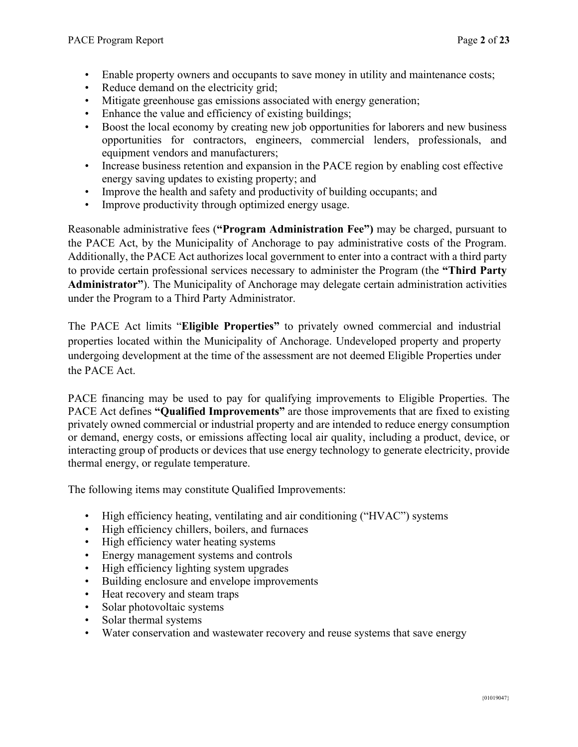- Enable property owners and occupants to save money in utility and maintenance costs;
- Reduce demand on the electricity grid;
- Mitigate greenhouse gas emissions associated with energy generation;
- Enhance the value and efficiency of existing buildings;
- Boost the local economy by creating new job opportunities for laborers and new business opportunities for contractors, engineers, commercial lenders, professionals, and equipment vendors and manufacturers;
- Increase business retention and expansion in the PACE region by enabling cost effective energy saving updates to existing property; and
- Improve the health and safety and productivity of building occupants; and
- Improve productivity through optimized energy usage.

Reasonable administrative fees (**"Program Administration Fee")** may be charged, pursuant to the PACE Act, by the Municipality of Anchorage to pay administrative costs of the Program. Additionally, the PACE Act authorizes local government to enter into a contract with a third party to provide certain professional services necessary to administer the Program (the **"Third Party Administrator"**). The Municipality of Anchorage may delegate certain administration activities under the Program to a Third Party Administrator.

The PACE Act limits "**Eligible Properties"** to privately owned commercial and industrial properties located within the Municipality of Anchorage. Undeveloped property and property undergoing development at the time of the assessment are not deemed Eligible Properties under the PACE Act.

PACE financing may be used to pay for qualifying improvements to Eligible Properties. The PACE Act defines **"Qualified Improvements"** are those improvements that are fixed to existing privately owned commercial or industrial property and are intended to reduce energy consumption or demand, energy costs, or emissions affecting local air quality, including a product, device, or interacting group of products or devices that use energy technology to generate electricity, provide thermal energy, or regulate temperature.

The following items may constitute Qualified Improvements:

- High efficiency heating, ventilating and air conditioning ("HVAC") systems
- High efficiency chillers, boilers, and furnaces
- High efficiency water heating systems
- Energy management systems and controls
- High efficiency lighting system upgrades
- Building enclosure and envelope improvements
- Heat recovery and steam traps
- Solar photovoltaic systems
- Solar thermal systems
- Water conservation and wastewater recovery and reuse systems that save energy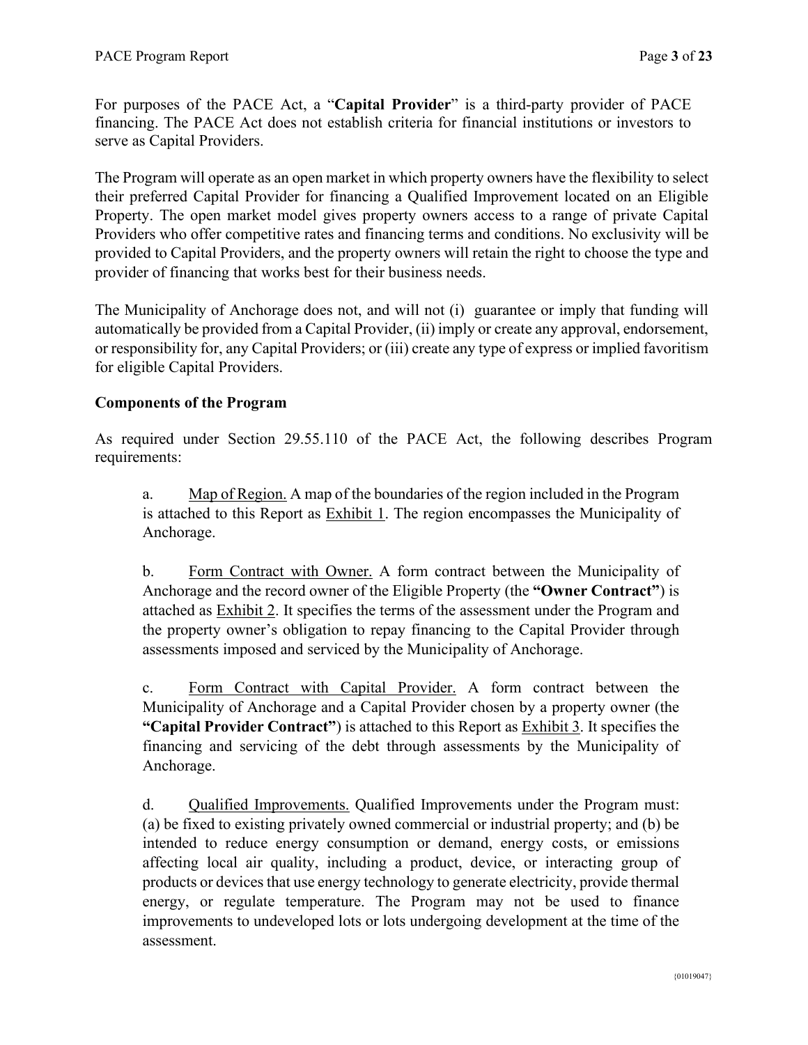For purposes of the PACE Act, a "**Capital Provider**" is a third-party provider of PACE financing. The PACE Act does not establish criteria for financial institutions or investors to serve as Capital Providers.

The Program will operate as an open market in which property owners have the flexibility to select their preferred Capital Provider for financing a Qualified Improvement located on an Eligible Property. The open market model gives property owners access to a range of private Capital Providers who offer competitive rates and financing terms and conditions. No exclusivity will be provided to Capital Providers, and the property owners will retain the right to choose the type and provider of financing that works best for their business needs.

The Municipality of Anchorage does not, and will not (i) guarantee or imply that funding will automatically be provided from a Capital Provider, (ii) imply or create any approval, endorsement, or responsibility for, any Capital Providers; or (iii) create any type of express or implied favoritism for eligible Capital Providers.

**Components of the Program**

As required under Section 29.55.110 of the PACE Act, the following describes Program requirements:

a. Map of Region. A map of the boundaries of the region included in the Program is attached to this Report as Exhibit 1. The region encompasses the Municipality of Anchorage.

b. Form Contract with Owner. A form contract between the Municipality of Anchorage and the record owner of the Eligible Property (the **"Owner Contract"**) is attached as Exhibit 2. It specifies the terms of the assessment under the Program and the property owner's obligation to repay financing to the Capital Provider through assessments imposed and serviced by the Municipality of Anchorage.

c. Form Contract with Capital Provider. A form contract between the Municipality of Anchorage and a Capital Provider chosen by a property owner (the **"Capital Provider Contract"**) is attached to this Report as Exhibit 3. It specifies the financing and servicing of the debt through assessments by the Municipality of Anchorage.

d. Qualified Improvements. Qualified Improvements under the Program must: (a) be fixed to existing privately owned commercial or industrial property; and (b) be intended to reduce energy consumption or demand, energy costs, or emissions affecting local air quality, including a product, device, or interacting group of products or devices that use energy technology to generate electricity, provide thermal energy, or regulate temperature. The Program may not be used to finance improvements to undeveloped lots or lots undergoing development at the time of the assessment.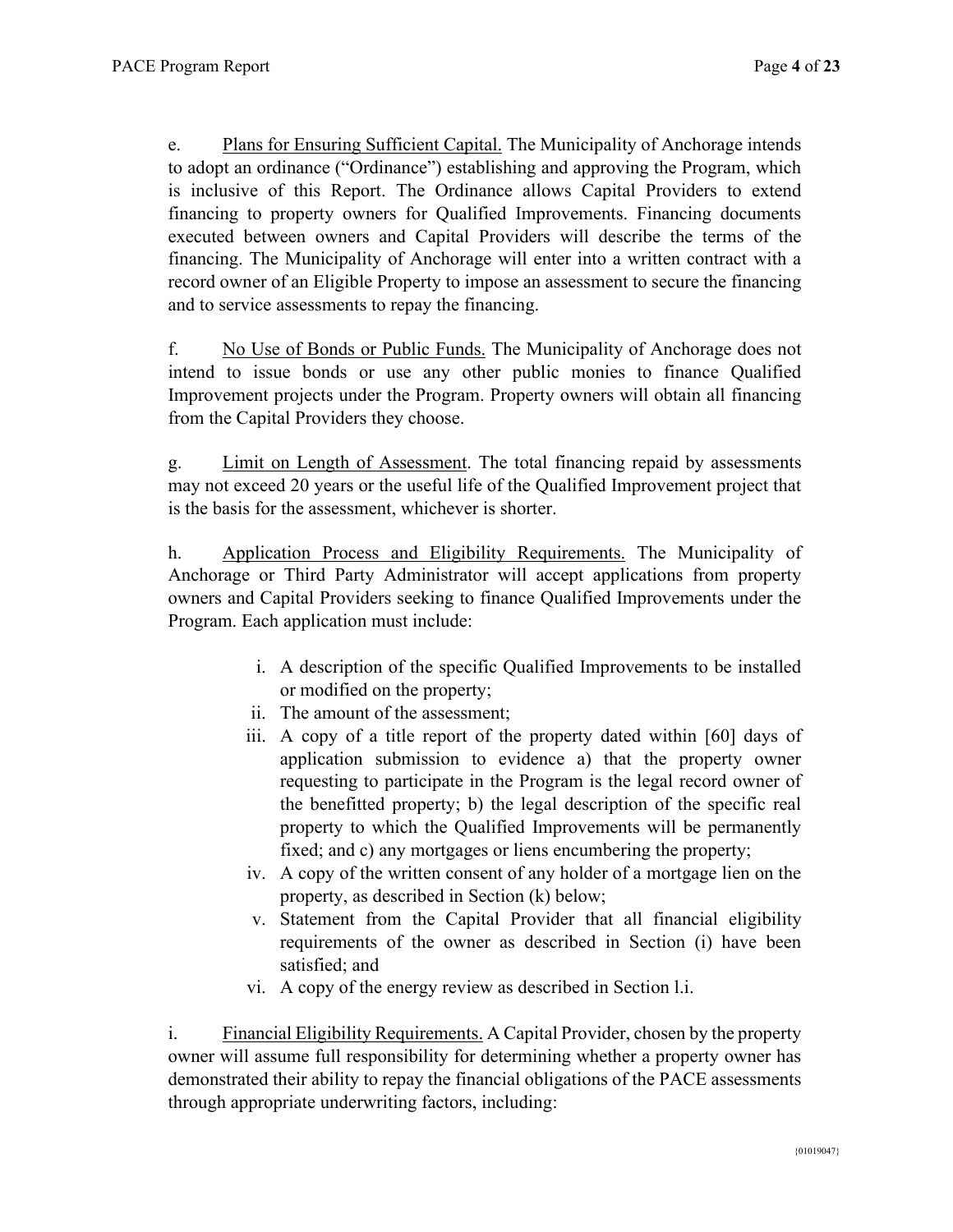e. Plans for Ensuring Sufficient Capital. The Municipality of Anchorage intends to adopt an ordinance ("Ordinance") establishing and approving the Program, which is inclusive of this Report. The Ordinance allows Capital Providers to extend financing to property owners for Qualified Improvements. Financing documents executed between owners and Capital Providers will describe the terms of the financing. The Municipality of Anchorage will enter into a written contract with a record owner of an Eligible Property to impose an assessment to secure the financing and to service assessments to repay the financing.

f. No Use of Bonds or Public Funds. The Municipality of Anchorage does not intend to issue bonds or use any other public monies to finance Qualified Improvement projects under the Program. Property owners will obtain all financing from the Capital Providers they choose.

g. Limit on Length of Assessment. The total financing repaid by assessments may not exceed 20 years or the useful life of the Qualified Improvement project that is the basis for the assessment, whichever is shorter.

h. Application Process and Eligibility Requirements. The Municipality of Anchorage or Third Party Administrator will accept applications from property owners and Capital Providers seeking to finance Qualified Improvements under the Program. Each application must include:

i. A description of the specific Qualified Improvements to be installed or modified on the property;
ii. The amount of the assessment;
iii. A copy of a title report of the property dated within [60] days of application submission to evidence a) that the property owner requesting to participate in the Program is the legal record owner of the benefitted property; b) the legal description of the specific real property to which the Qualified Improvements will be permanently fixed; and c) any mortgages or liens encumbering the property;
iv. A copy of the written consent of any holder of a mortgage lien on the property, as described in Section (k) below;
v. Statement from the Capital Provider that all financial eligibility requirements of the owner as described in Section (i) have been satisfied; and
vi. A copy of the energy review as described in Section l.i.

i. Financial Eligibility Requirements. A Capital Provider, chosen by the property owner will assume full responsibility for determining whether a property owner has demonstrated their ability to repay the financial obligations of the PACE assessments through appropriate underwriting factors, including: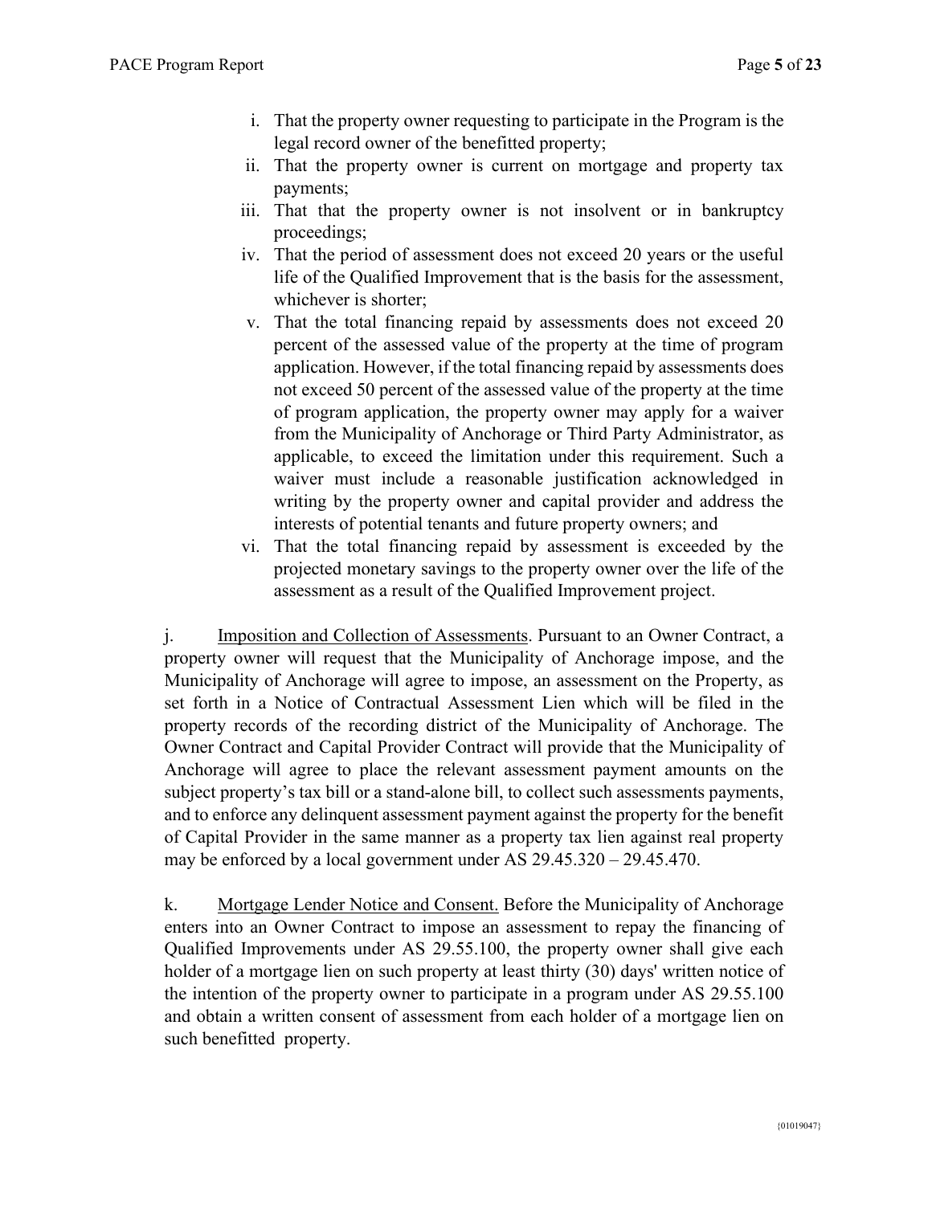i. That the property owner requesting to participate in the Program is the legal record owner of the benefitted property;
ii. That the property owner is current on mortgage and property tax payments;
iii. That that the property owner is not insolvent or in bankruptcy proceedings;
iv. That the period of assessment does not exceed 20 years or the useful life of the Qualified Improvement that is the basis for the assessment, whichever is shorter;
v. That the total financing repaid by assessments does not exceed 20 percent of the assessed value of the property at the time of program application. However, if the total financing repaid by assessments does not exceed 50 percent of the assessed value of the property at the time of program application, the property owner may apply for a waiver from the Municipality of Anchorage or Third Party Administrator, as applicable, to exceed the limitation under this requirement. Such a waiver must include a reasonable justification acknowledged in writing by the property owner and capital provider and address the interests of potential tenants and future property owners; and
vi. That the total financing repaid by assessment is exceeded by the projected monetary savings to the property owner over the life of the assessment as a result of the Qualified Improvement project.

j. Imposition and Collection of Assessments. Pursuant to an Owner Contract, a property owner will request that the Municipality of Anchorage impose, and the Municipality of Anchorage will agree to impose, an assessment on the Property, as set forth in a Notice of Contractual Assessment Lien which will be filed in the property records of the recording district of the Municipality of Anchorage. The Owner Contract and Capital Provider Contract will provide that the Municipality of Anchorage will agree to place the relevant assessment payment amounts on the subject property's tax bill or a stand-alone bill, to collect such assessments payments, and to enforce any delinquent assessment payment against the property for the benefit of Capital Provider in the same manner as a property tax lien against real property may be enforced by a local government under AS 29.45.320 – 29.45.470.

k. Mortgage Lender Notice and Consent. Before the Municipality of Anchorage enters into an Owner Contract to impose an assessment to repay the financing of Qualified Improvements under AS 29.55.100, the property owner shall give each holder of a mortgage lien on such property at least thirty (30) days' written notice of the intention of the property owner to participate in a program under AS 29.55.100 and obtain a written consent of assessment from each holder of a mortgage lien on such benefitted property.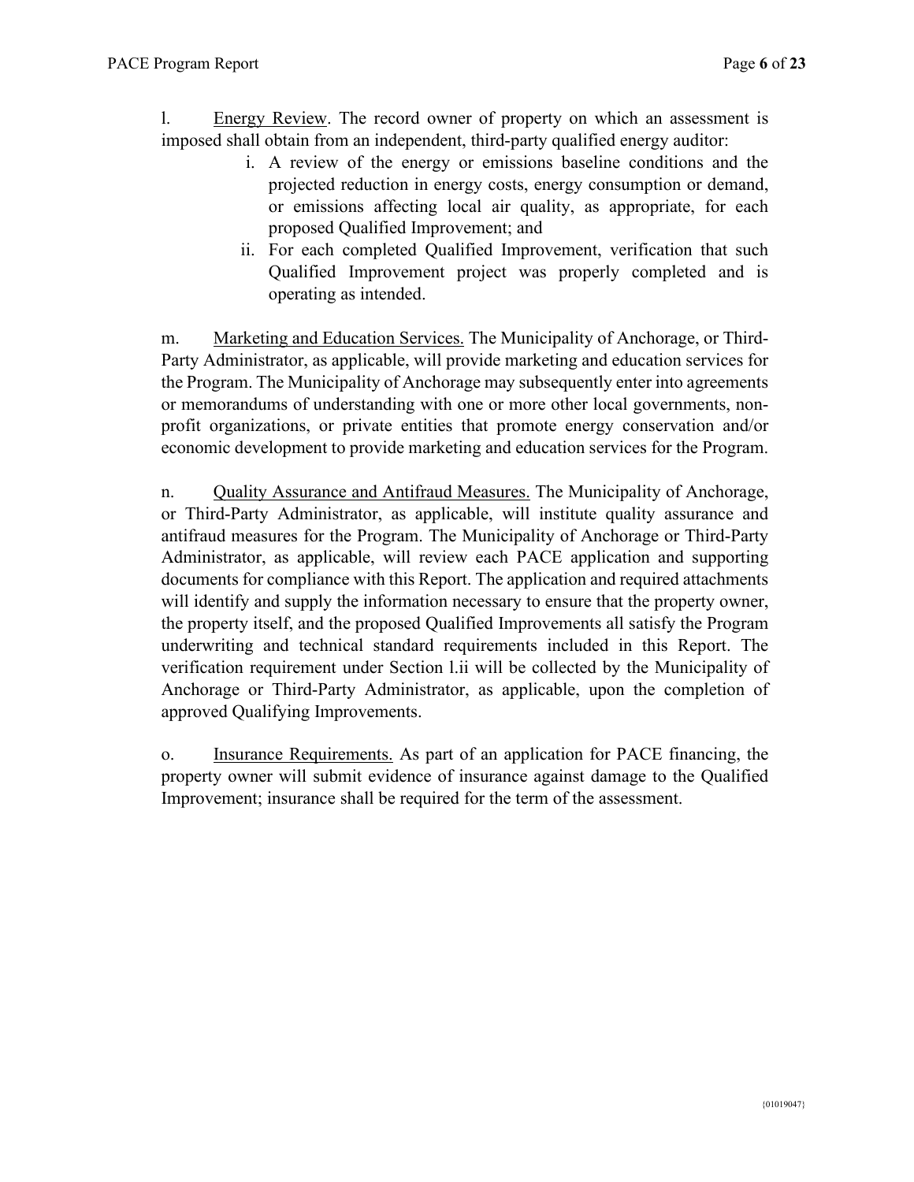l. <u>Energy Review</u>. The record owner of property on which an assessment is imposed shall obtain from an independent, third-party qualified energy auditor:

i. A review of the energy or emissions baseline conditions and the projected reduction in energy costs, energy consumption or demand, or emissions affecting local air quality, as appropriate, for each proposed Qualified Improvement; and

ii. For each completed Qualified Improvement, verification that such Qualified Improvement project was properly completed and is operating as intended.

m. <u>Marketing and Education Services.</u> The Municipality of Anchorage, or Third-Party Administrator, as applicable, will provide marketing and education services for the Program. The Municipality of Anchorage may subsequently enter into agreements or memorandums of understanding with one or more other local governments, non-profit organizations, or private entities that promote energy conservation and/or economic development to provide marketing and education services for the Program.

n. <u>Quality Assurance and Antifraud Measures.</u> The Municipality of Anchorage, or Third-Party Administrator, as applicable, will institute quality assurance and antifraud measures for the Program. The Municipality of Anchorage or Third-Party Administrator, as applicable, will review each PACE application and supporting documents for compliance with this Report. The application and required attachments will identify and supply the information necessary to ensure that the property owner, the property itself, and the proposed Qualified Improvements all satisfy the Program underwriting and technical standard requirements included in this Report. The verification requirement under Section l.ii will be collected by the Municipality of Anchorage or Third-Party Administrator, as applicable, upon the completion of approved Qualifying Improvements.

o. <u>Insurance Requirements.</u> As part of an application for PACE financing, the property owner will submit evidence of insurance against damage to the Qualified Improvement; insurance shall be required for the term of the assessment.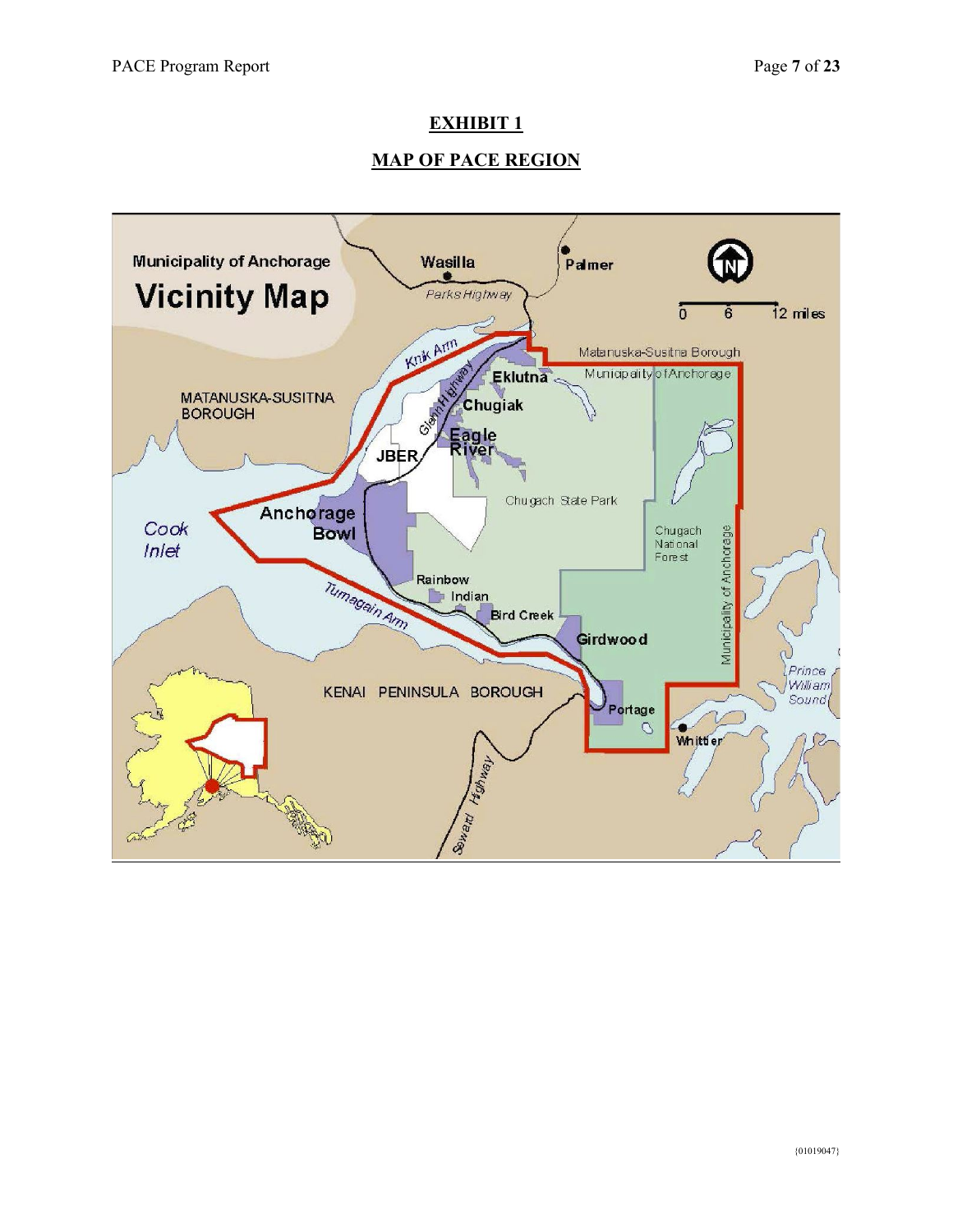## EXHIBIT 1

## MAP OF PACE REGION

Municipality of Anchorage

Vicinity Map

Wasilla

Palmer

Parks Highway

0 6 12 miles

Knik Arm

Glenn Highway

Matanuska-Susitna Borough

Municipality of Anchorage

Eklutna

Chugiak

MATANUSKA-SUSITNA BOROUGH

Eagle River

JBER

Chugach State Park

Cook Inlet

Anchorage Bowl

Chugach National Forest

Municipality of Anchorage

Rainbow

Indian

Turnagain Arm

Bird Creek

Girdwood

Prince William Sound

KENAI PENINSULA BOROUGH

Portage

Whittier

Seward Highway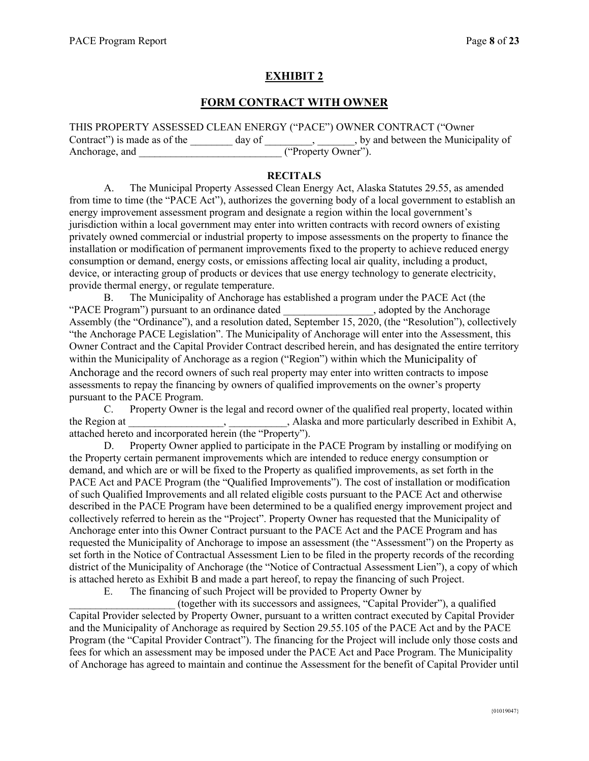## EXHIBIT 2

## FORM CONTRACT WITH OWNER

THIS PROPERTY ASSESSED CLEAN ENERGY ("PACE") OWNER CONTRACT ("Owner Contract") is made as of the ________ day of _________, _______, by and between the Municipality of Anchorage, and ___________________________ ("Property Owner").

**RECITALS**

A. The Municipal Property Assessed Clean Energy Act, Alaska Statutes 29.55, as amended from time to time (the "PACE Act"), authorizes the governing body of a local government to establish an energy improvement assessment program and designate a region within the local government's jurisdiction within a local government may enter into written contracts with record owners of existing privately owned commercial or industrial property to impose assessments on the property to finance the installation or modification of permanent improvements fixed to the property to achieve reduced energy consumption or demand, energy costs, or emissions affecting local air quality, including a product, device, or interacting group of products or devices that use energy technology to generate electricity, provide thermal energy, or regulate temperature.

B. The Municipality of Anchorage has established a program under the PACE Act (the "PACE Program") pursuant to an ordinance dated _________________, adopted by the Anchorage Assembly (the "Ordinance"), and a resolution dated, September 15, 2020, (the "Resolution"), collectively "the Anchorage PACE Legislation". The Municipality of Anchorage will enter into the Assessment, this Owner Contract and the Capital Provider Contract described herein, and has designated the entire territory within the Municipality of Anchorage as a region ("Region") within which the Municipality of Anchorage and the record owners of such real property may enter into written contracts to impose assessments to repay the financing by owners of qualified improvements on the owner's property pursuant to the PACE Program.

C. Property Owner is the legal and record owner of the qualified real property, located within the Region at __________________, ___________, Alaska and more particularly described in Exhibit A, attached hereto and incorporated herein (the "Property").

D. Property Owner applied to participate in the PACE Program by installing or modifying on the Property certain permanent improvements which are intended to reduce energy consumption or demand, and which are or will be fixed to the Property as qualified improvements, as set forth in the PACE Act and PACE Program (the "Qualified Improvements"). The cost of installation or modification of such Qualified Improvements and all related eligible costs pursuant to the PACE Act and otherwise described in the PACE Program have been determined to be a qualified energy improvement project and collectively referred to herein as the "Project". Property Owner has requested that the Municipality of Anchorage enter into this Owner Contract pursuant to the PACE Act and the PACE Program and has requested the Municipality of Anchorage to impose an assessment (the "Assessment") on the Property as set forth in the Notice of Contractual Assessment Lien to be filed in the property records of the recording district of the Municipality of Anchorage (the "Notice of Contractual Assessment Lien"), a copy of which is attached hereto as Exhibit B and made a part hereof, to repay the financing of such Project.

E. The financing of such Project will be provided to Property Owner by ____________________ (together with its successors and assignees, "Capital Provider"), a qualified Capital Provider selected by Property Owner, pursuant to a written contract executed by Capital Provider and the Municipality of Anchorage as required by Section 29.55.105 of the PACE Act and by the PACE Program (the "Capital Provider Contract"). The financing for the Project will include only those costs and fees for which an assessment may be imposed under the PACE Act and Pace Program. The Municipality of Anchorage has agreed to maintain and continue the Assessment for the benefit of Capital Provider until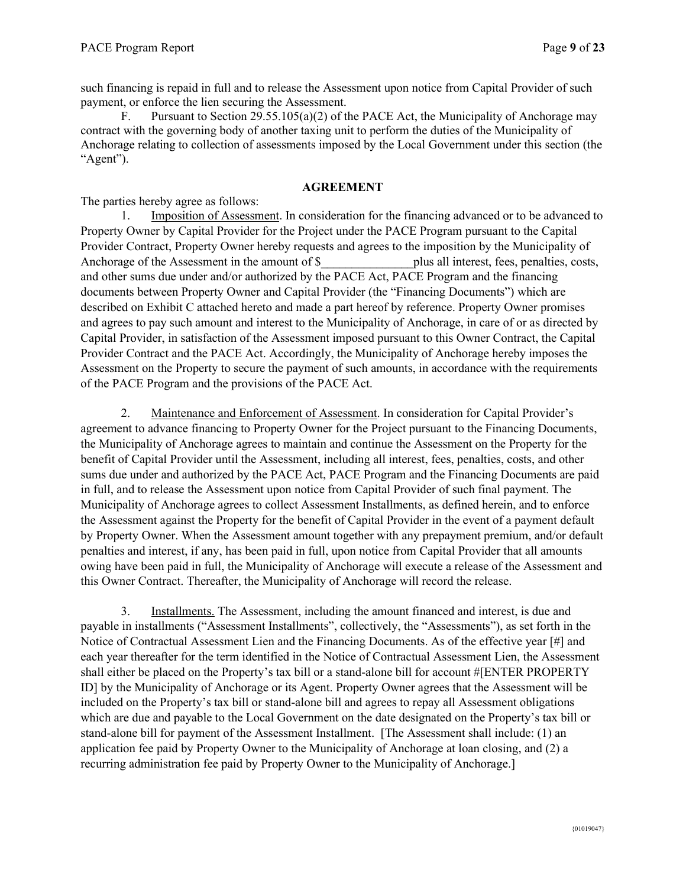such financing is repaid in full and to release the Assessment upon notice from Capital Provider of such payment, or enforce the lien securing the Assessment.

F. Pursuant to Section 29.55.105(a)(2) of the PACE Act, the Municipality of Anchorage may contract with the governing body of another taxing unit to perform the duties of the Municipality of Anchorage relating to collection of assessments imposed by the Local Government under this section (the "Agent").

## AGREEMENT

The parties hereby agree as follows:

1. Imposition of Assessment. In consideration for the financing advanced or to be advanced to Property Owner by Capital Provider for the Project under the PACE Program pursuant to the Capital Provider Contract, Property Owner hereby requests and agrees to the imposition by the Municipality of Anchorage of the Assessment in the amount of $_______________plus all interest, fees, penalties, costs, and other sums due under and/or authorized by the PACE Act, PACE Program and the financing documents between Property Owner and Capital Provider (the "Financing Documents") which are described on Exhibit C attached hereto and made a part hereof by reference. Property Owner promises and agrees to pay such amount and interest to the Municipality of Anchorage, in care of or as directed by Capital Provider, in satisfaction of the Assessment imposed pursuant to this Owner Contract, the Capital Provider Contract and the PACE Act. Accordingly, the Municipality of Anchorage hereby imposes the Assessment on the Property to secure the payment of such amounts, in accordance with the requirements of the PACE Program and the provisions of the PACE Act.

2. Maintenance and Enforcement of Assessment. In consideration for Capital Provider's agreement to advance financing to Property Owner for the Project pursuant to the Financing Documents, the Municipality of Anchorage agrees to maintain and continue the Assessment on the Property for the benefit of Capital Provider until the Assessment, including all interest, fees, penalties, costs, and other sums due under and authorized by the PACE Act, PACE Program and the Financing Documents are paid in full, and to release the Assessment upon notice from Capital Provider of such final payment. The Municipality of Anchorage agrees to collect Assessment Installments, as defined herein, and to enforce the Assessment against the Property for the benefit of Capital Provider in the event of a payment default by Property Owner. When the Assessment amount together with any prepayment premium, and/or default penalties and interest, if any, has been paid in full, upon notice from Capital Provider that all amounts owing have been paid in full, the Municipality of Anchorage will execute a release of the Assessment and this Owner Contract. Thereafter, the Municipality of Anchorage will record the release.

3. Installments. The Assessment, including the amount financed and interest, is due and payable in installments ("Assessment Installments", collectively, the "Assessments"), as set forth in the Notice of Contractual Assessment Lien and the Financing Documents. As of the effective year [#] and each year thereafter for the term identified in the Notice of Contractual Assessment Lien, the Assessment shall either be placed on the Property's tax bill or a stand-alone bill for account #[ENTER PROPERTY ID] by the Municipality of Anchorage or its Agent. Property Owner agrees that the Assessment will be included on the Property's tax bill or stand-alone bill and agrees to repay all Assessment obligations which are due and payable to the Local Government on the date designated on the Property's tax bill or stand-alone bill for payment of the Assessment Installment. [The Assessment shall include: (1) an application fee paid by Property Owner to the Municipality of Anchorage at loan closing, and (2) a recurring administration fee paid by Property Owner to the Municipality of Anchorage.]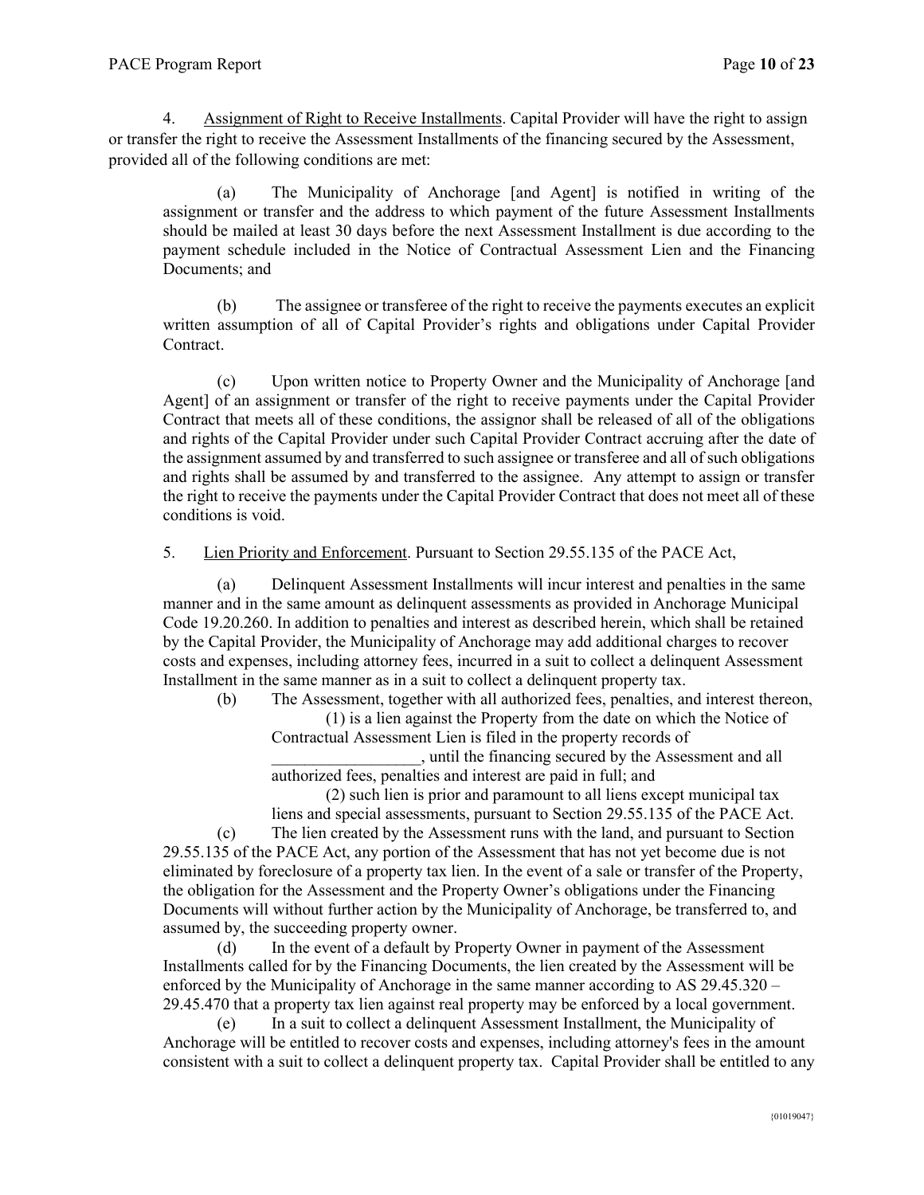4. <u>Assignment of Right to Receive Installments</u>. Capital Provider will have the right to assign or transfer the right to receive the Assessment Installments of the financing secured by the Assessment, provided all of the following conditions are met:

(a) The Municipality of Anchorage [and Agent] is notified in writing of the assignment or transfer and the address to which payment of the future Assessment Installments should be mailed at least 30 days before the next Assessment Installment is due according to the payment schedule included in the Notice of Contractual Assessment Lien and the Financing Documents; and

(b) The assignee or transferee of the right to receive the payments executes an explicit written assumption of all of Capital Provider's rights and obligations under Capital Provider Contract.

(c) Upon written notice to Property Owner and the Municipality of Anchorage [and Agent] of an assignment or transfer of the right to receive payments under the Capital Provider Contract that meets all of these conditions, the assignor shall be released of all of the obligations and rights of the Capital Provider under such Capital Provider Contract accruing after the date of the assignment assumed by and transferred to such assignee or transferee and all of such obligations and rights shall be assumed by and transferred to the assignee. Any attempt to assign or transfer the right to receive the payments under the Capital Provider Contract that does not meet all of these conditions is void.

5. <u>Lien Priority and Enforcement</u>. Pursuant to Section 29.55.135 of the PACE Act,

(a) Delinquent Assessment Installments will incur interest and penalties in the same manner and in the same amount as delinquent assessments as provided in Anchorage Municipal Code 19.20.260. In addition to penalties and interest as described herein, which shall be retained by the Capital Provider, the Municipality of Anchorage may add additional charges to recover costs and expenses, including attorney fees, incurred in a suit to collect a delinquent Assessment Installment in the same manner as in a suit to collect a delinquent property tax.

(b) The Assessment, together with all authorized fees, penalties, and interest thereon,

(1) is a lien against the Property from the date on which the Notice of Contractual Assessment Lien is filed in the property records of __________________, until the financing secured by the Assessment and all authorized fees, penalties and interest are paid in full; and

(2) such lien is prior and paramount to all liens except municipal tax liens and special assessments, pursuant to Section 29.55.135 of the PACE Act.

(c) The lien created by the Assessment runs with the land, and pursuant to Section 29.55.135 of the PACE Act, any portion of the Assessment that has not yet become due is not eliminated by foreclosure of a property tax lien. In the event of a sale or transfer of the Property, the obligation for the Assessment and the Property Owner's obligations under the Financing Documents will without further action by the Municipality of Anchorage, be transferred to, and assumed by, the succeeding property owner.

(d) In the event of a default by Property Owner in payment of the Assessment Installments called for by the Financing Documents, the lien created by the Assessment will be enforced by the Municipality of Anchorage in the same manner according to AS 29.45.320 – 29.45.470 that a property tax lien against real property may be enforced by a local government.

(e) In a suit to collect a delinquent Assessment Installment, the Municipality of Anchorage will be entitled to recover costs and expenses, including attorney's fees in the amount consistent with a suit to collect a delinquent property tax. Capital Provider shall be entitled to any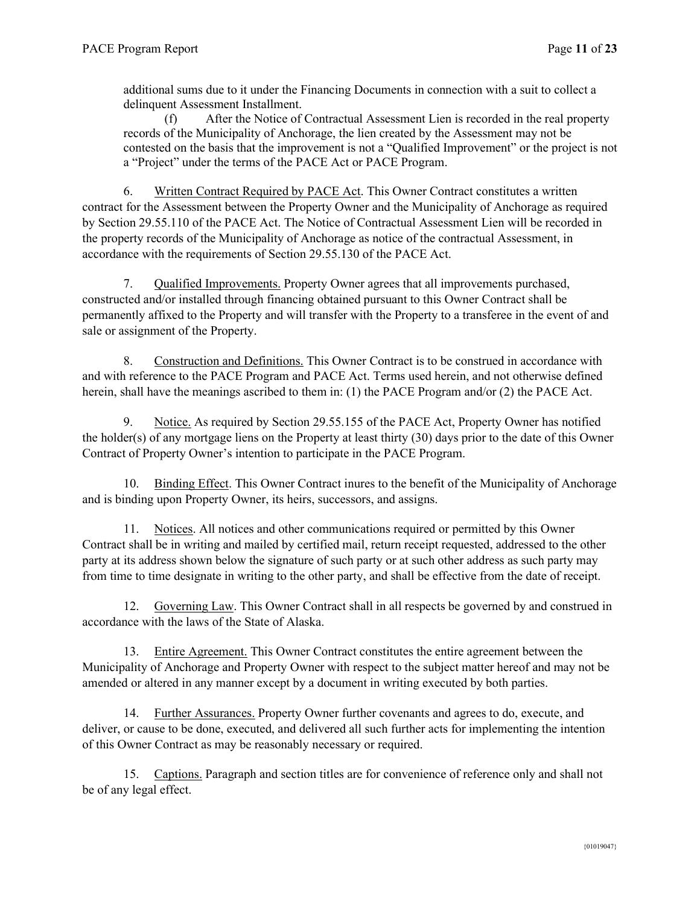additional sums due to it under the Financing Documents in connection with a suit to collect a delinquent Assessment Installment.

(f) After the Notice of Contractual Assessment Lien is recorded in the real property records of the Municipality of Anchorage, the lien created by the Assessment may not be contested on the basis that the improvement is not a "Qualified Improvement" or the project is not a "Project" under the terms of the PACE Act or PACE Program.

6. Written Contract Required by PACE Act. This Owner Contract constitutes a written contract for the Assessment between the Property Owner and the Municipality of Anchorage as required by Section 29.55.110 of the PACE Act. The Notice of Contractual Assessment Lien will be recorded in the property records of the Municipality of Anchorage as notice of the contractual Assessment, in accordance with the requirements of Section 29.55.130 of the PACE Act.

7. Qualified Improvements. Property Owner agrees that all improvements purchased, constructed and/or installed through financing obtained pursuant to this Owner Contract shall be permanently affixed to the Property and will transfer with the Property to a transferee in the event of and sale or assignment of the Property.

8. Construction and Definitions. This Owner Contract is to be construed in accordance with and with reference to the PACE Program and PACE Act. Terms used herein, and not otherwise defined herein, shall have the meanings ascribed to them in: (1) the PACE Program and/or (2) the PACE Act.

9. Notice. As required by Section 29.55.155 of the PACE Act, Property Owner has notified the holder(s) of any mortgage liens on the Property at least thirty (30) days prior to the date of this Owner Contract of Property Owner's intention to participate in the PACE Program.

10. Binding Effect. This Owner Contract inures to the benefit of the Municipality of Anchorage and is binding upon Property Owner, its heirs, successors, and assigns.

11. Notices. All notices and other communications required or permitted by this Owner Contract shall be in writing and mailed by certified mail, return receipt requested, addressed to the other party at its address shown below the signature of such party or at such other address as such party may from time to time designate in writing to the other party, and shall be effective from the date of receipt.

12. Governing Law. This Owner Contract shall in all respects be governed by and construed in accordance with the laws of the State of Alaska.

13. Entire Agreement. This Owner Contract constitutes the entire agreement between the Municipality of Anchorage and Property Owner with respect to the subject matter hereof and may not be amended or altered in any manner except by a document in writing executed by both parties.

14. Further Assurances. Property Owner further covenants and agrees to do, execute, and deliver, or cause to be done, executed, and delivered all such further acts for implementing the intention of this Owner Contract as may be reasonably necessary or required.

15. Captions. Paragraph and section titles are for convenience of reference only and shall not be of any legal effect.

{01019047}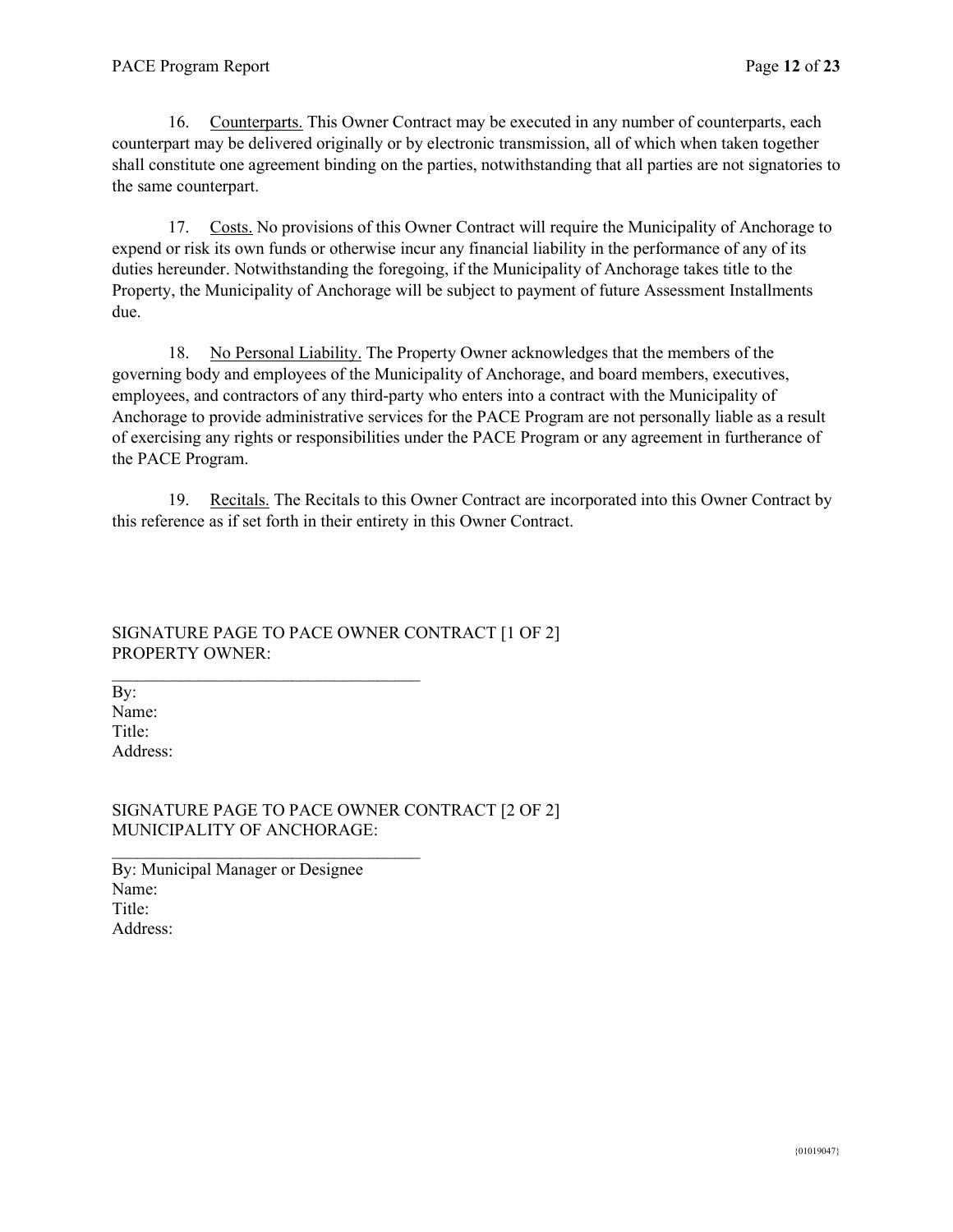16. Counterparts. This Owner Contract may be executed in any number of counterparts, each counterpart may be delivered originally or by electronic transmission, all of which when taken together shall constitute one agreement binding on the parties, notwithstanding that all parties are not signatories to the same counterpart.

17. Costs. No provisions of this Owner Contract will require the Municipality of Anchorage to expend or risk its own funds or otherwise incur any financial liability in the performance of any of its duties hereunder. Notwithstanding the foregoing, if the Municipality of Anchorage takes title to the Property, the Municipality of Anchorage will be subject to payment of future Assessment Installments due.

18. No Personal Liability. The Property Owner acknowledges that the members of the governing body and employees of the Municipality of Anchorage, and board members, executives, employees, and contractors of any third-party who enters into a contract with the Municipality of Anchorage to provide administrative services for the PACE Program are not personally liable as a result of exercising any rights or responsibilities under the PACE Program or any agreement in furtherance of the PACE Program.

19. Recitals. The Recitals to this Owner Contract are incorporated into this Owner Contract by this reference as if set forth in their entirety in this Owner Contract.

SIGNATURE PAGE TO PACE OWNER CONTRACT [1 OF 2]
PROPERTY OWNER:

____________________________________
By:
Name:
Title:
Address:

SIGNATURE PAGE TO PACE OWNER CONTRACT [2 OF 2]
MUNICIPALITY OF ANCHORAGE:

____________________________________
By: Municipal Manager or Designee
Name:
Title:
Address:

{01019047}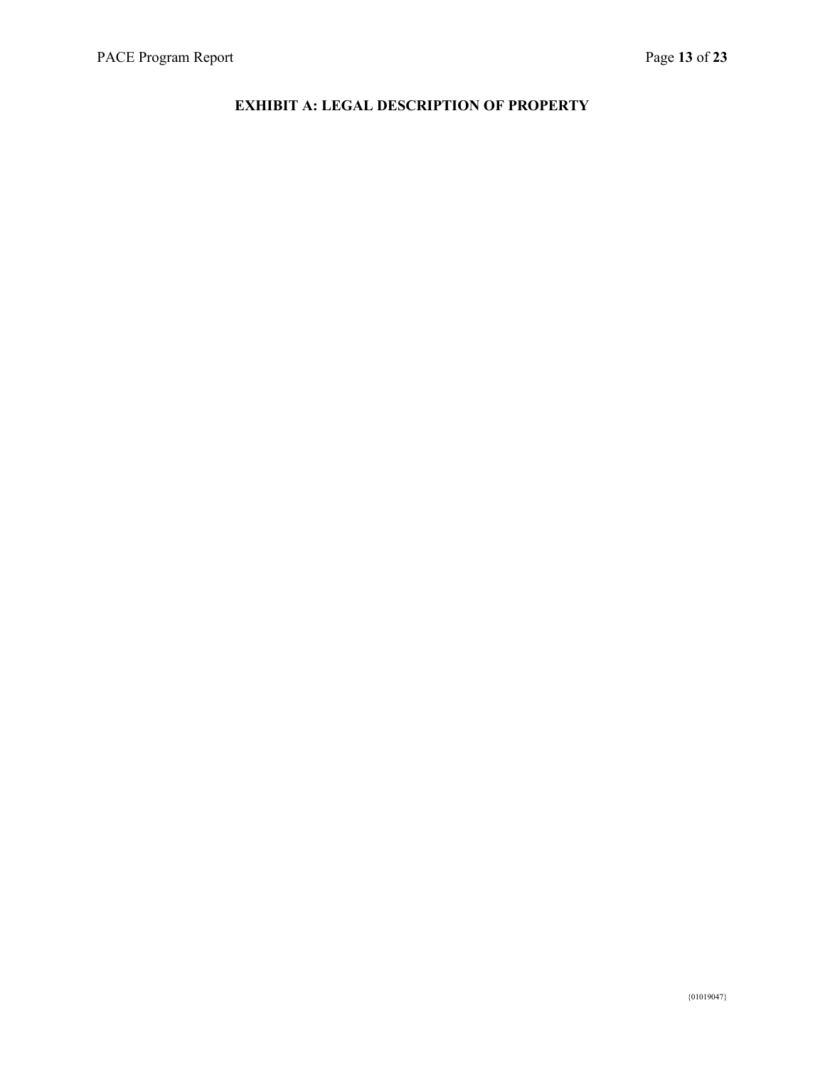# EXHIBIT A: LEGAL DESCRIPTION OF PROPERTY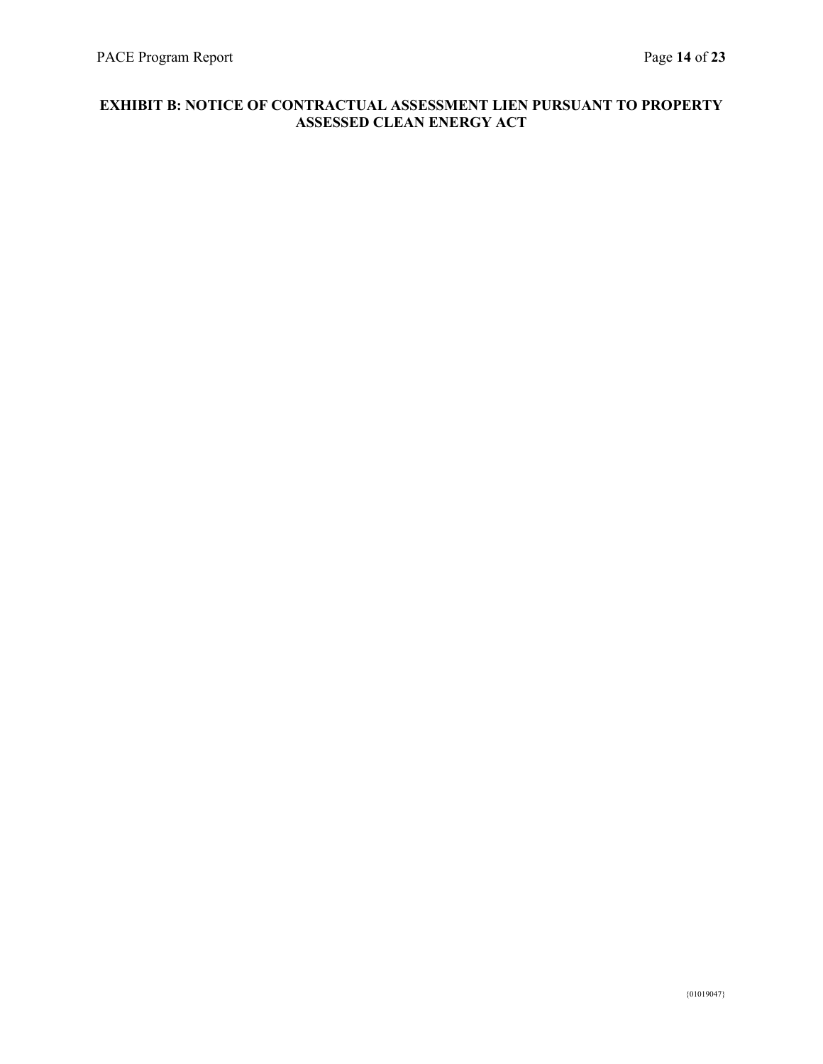## EXHIBIT B: NOTICE OF CONTRACTUAL ASSESSMENT LIEN PURSUANT TO PROPERTY ASSESSED CLEAN ENERGY ACT

{01019047}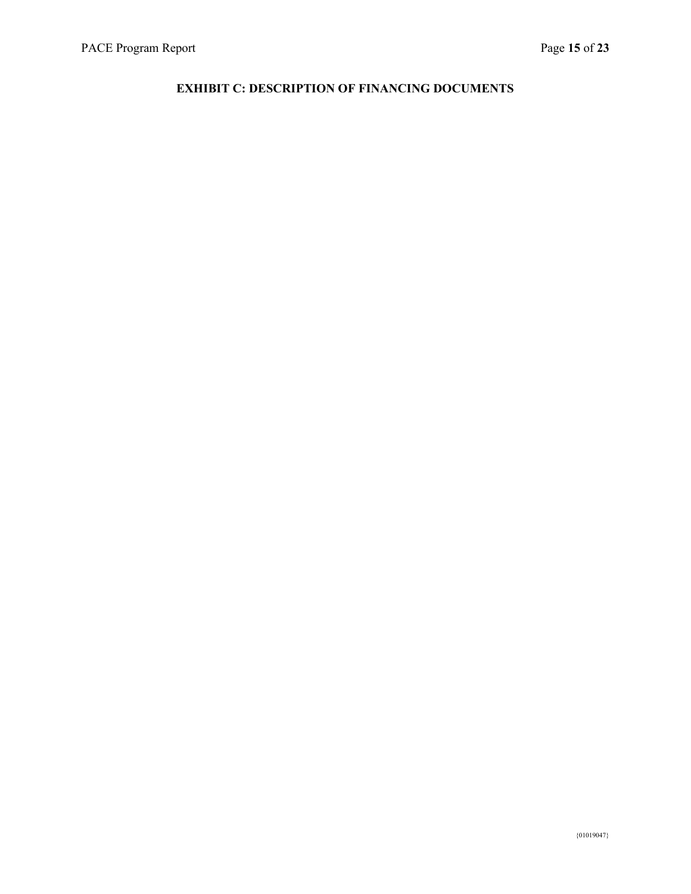## EXHIBIT C: DESCRIPTION OF FINANCING DOCUMENTS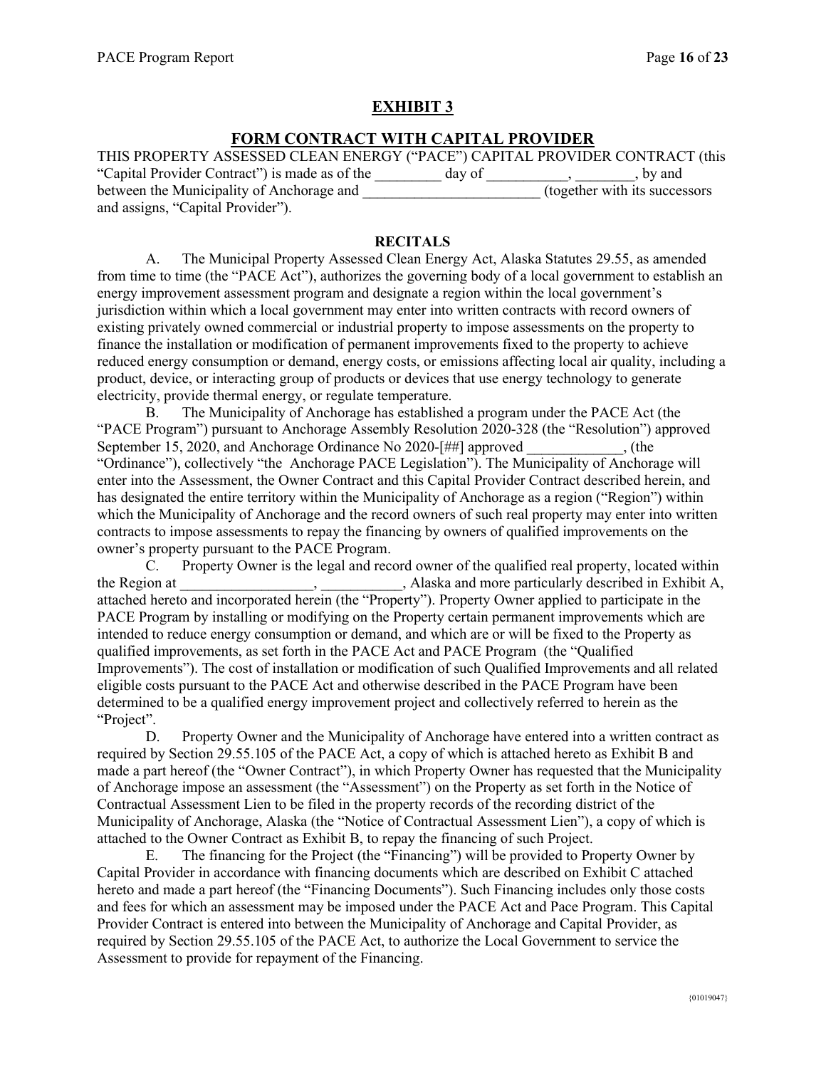# EXHIBIT 3

## FORM CONTRACT WITH CAPITAL PROVIDER

THIS PROPERTY ASSESSED CLEAN ENERGY ("PACE") CAPITAL PROVIDER CONTRACT (this "Capital Provider Contract") is made as of the _________ day of ___________, ________, by and between the Municipality of Anchorage and ________________________ (together with its successors and assigns, "Capital Provider").

### RECITALS

A. The Municipal Property Assessed Clean Energy Act, Alaska Statutes 29.55, as amended from time to time (the "PACE Act"), authorizes the governing body of a local government to establish an energy improvement assessment program and designate a region within the local government's jurisdiction within which a local government may enter into written contracts with record owners of existing privately owned commercial or industrial property to impose assessments on the property to finance the installation or modification of permanent improvements fixed to the property to achieve reduced energy consumption or demand, energy costs, or emissions affecting local air quality, including a product, device, or interacting group of products or devices that use energy technology to generate electricity, provide thermal energy, or regulate temperature.

B. The Municipality of Anchorage has established a program under the PACE Act (the "PACE Program") pursuant to Anchorage Assembly Resolution 2020-328 (the "Resolution") approved September 15, 2020, and Anchorage Ordinance No 2020-[##] approved _____________, (the "Ordinance"), collectively "the Anchorage PACE Legislation"). The Municipality of Anchorage will enter into the Assessment, the Owner Contract and this Capital Provider Contract described herein, and has designated the entire territory within the Municipality of Anchorage as a region ("Region") within which the Municipality of Anchorage and the record owners of such real property may enter into written contracts to impose assessments to repay the financing by owners of qualified improvements on the owner's property pursuant to the PACE Program.

C. Property Owner is the legal and record owner of the qualified real property, located within the Region at __________________, ___________, Alaska and more particularly described in Exhibit A, attached hereto and incorporated herein (the "Property"). Property Owner applied to participate in the PACE Program by installing or modifying on the Property certain permanent improvements which are intended to reduce energy consumption or demand, and which are or will be fixed to the Property as qualified improvements, as set forth in the PACE Act and PACE Program (the "Qualified Improvements"). The cost of installation or modification of such Qualified Improvements and all related eligible costs pursuant to the PACE Act and otherwise described in the PACE Program have been determined to be a qualified energy improvement project and collectively referred to herein as the "Project".

D. Property Owner and the Municipality of Anchorage have entered into a written contract as required by Section 29.55.105 of the PACE Act, a copy of which is attached hereto as Exhibit B and made a part hereof (the "Owner Contract"), in which Property Owner has requested that the Municipality of Anchorage impose an assessment (the "Assessment") on the Property as set forth in the Notice of Contractual Assessment Lien to be filed in the property records of the recording district of the Municipality of Anchorage, Alaska (the "Notice of Contractual Assessment Lien"), a copy of which is attached to the Owner Contract as Exhibit B, to repay the financing of such Project.

E. The financing for the Project (the "Financing") will be provided to Property Owner by Capital Provider in accordance with financing documents which are described on Exhibit C attached hereto and made a part hereof (the "Financing Documents"). Such Financing includes only those costs and fees for which an assessment may be imposed under the PACE Act and Pace Program. This Capital Provider Contract is entered into between the Municipality of Anchorage and Capital Provider, as required by Section 29.55.105 of the PACE Act, to authorize the Local Government to service the Assessment to provide for repayment of the Financing.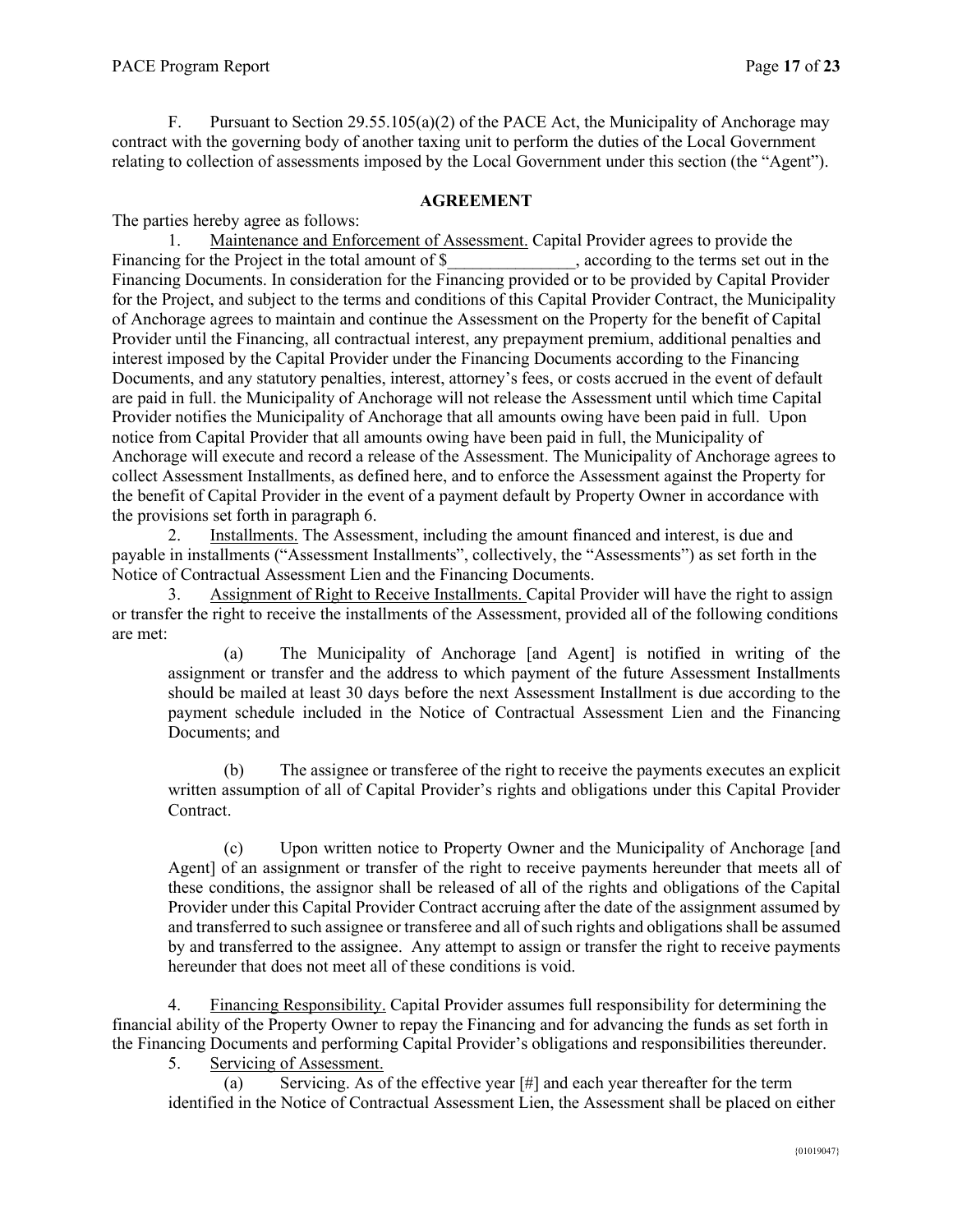F. Pursuant to Section 29.55.105(a)(2) of the PACE Act, the Municipality of Anchorage may contract with the governing body of another taxing unit to perform the duties of the Local Government relating to collection of assessments imposed by the Local Government under this section (the "Agent").

**AGREEMENT**

The parties hereby agree as follows:

1. Maintenance and Enforcement of Assessment. Capital Provider agrees to provide the Financing for the Project in the total amount of $_______________, according to the terms set out in the Financing Documents. In consideration for the Financing provided or to be provided by Capital Provider for the Project, and subject to the terms and conditions of this Capital Provider Contract, the Municipality of Anchorage agrees to maintain and continue the Assessment on the Property for the benefit of Capital Provider until the Financing, all contractual interest, any prepayment premium, additional penalties and interest imposed by the Capital Provider under the Financing Documents according to the Financing Documents, and any statutory penalties, interest, attorney's fees, or costs accrued in the event of default are paid in full. the Municipality of Anchorage will not release the Assessment until which time Capital Provider notifies the Municipality of Anchorage that all amounts owing have been paid in full. Upon notice from Capital Provider that all amounts owing have been paid in full, the Municipality of Anchorage will execute and record a release of the Assessment. The Municipality of Anchorage agrees to collect Assessment Installments, as defined here, and to enforce the Assessment against the Property for the benefit of Capital Provider in the event of a payment default by Property Owner in accordance with the provisions set forth in paragraph 6.

2. Installments. The Assessment, including the amount financed and interest, is due and payable in installments ("Assessment Installments", collectively, the "Assessments") as set forth in the Notice of Contractual Assessment Lien and the Financing Documents.

3. Assignment of Right to Receive Installments. Capital Provider will have the right to assign or transfer the right to receive the installments of the Assessment, provided all of the following conditions are met:

   (a) The Municipality of Anchorage [and Agent] is notified in writing of the assignment or transfer and the address to which payment of the future Assessment Installments should be mailed at least 30 days before the next Assessment Installment is due according to the payment schedule included in the Notice of Contractual Assessment Lien and the Financing Documents; and

   (b) The assignee or transferee of the right to receive the payments executes an explicit written assumption of all of Capital Provider's rights and obligations under this Capital Provider Contract.

   (c) Upon written notice to Property Owner and the Municipality of Anchorage [and Agent] of an assignment or transfer of the right to receive payments hereunder that meets all of these conditions, the assignor shall be released of all of the rights and obligations of the Capital Provider under this Capital Provider Contract accruing after the date of the assignment assumed by and transferred to such assignee or transferee and all of such rights and obligations shall be assumed by and transferred to the assignee. Any attempt to assign or transfer the right to receive payments hereunder that does not meet all of these conditions is void.

4. Financing Responsibility. Capital Provider assumes full responsibility for determining the financial ability of the Property Owner to repay the Financing and for advancing the funds as set forth in the Financing Documents and performing Capital Provider's obligations and responsibilities thereunder.

5. Servicing of Assessment.

   (a) Servicing. As of the effective year [#] and each year thereafter for the term identified in the Notice of Contractual Assessment Lien, the Assessment shall be placed on either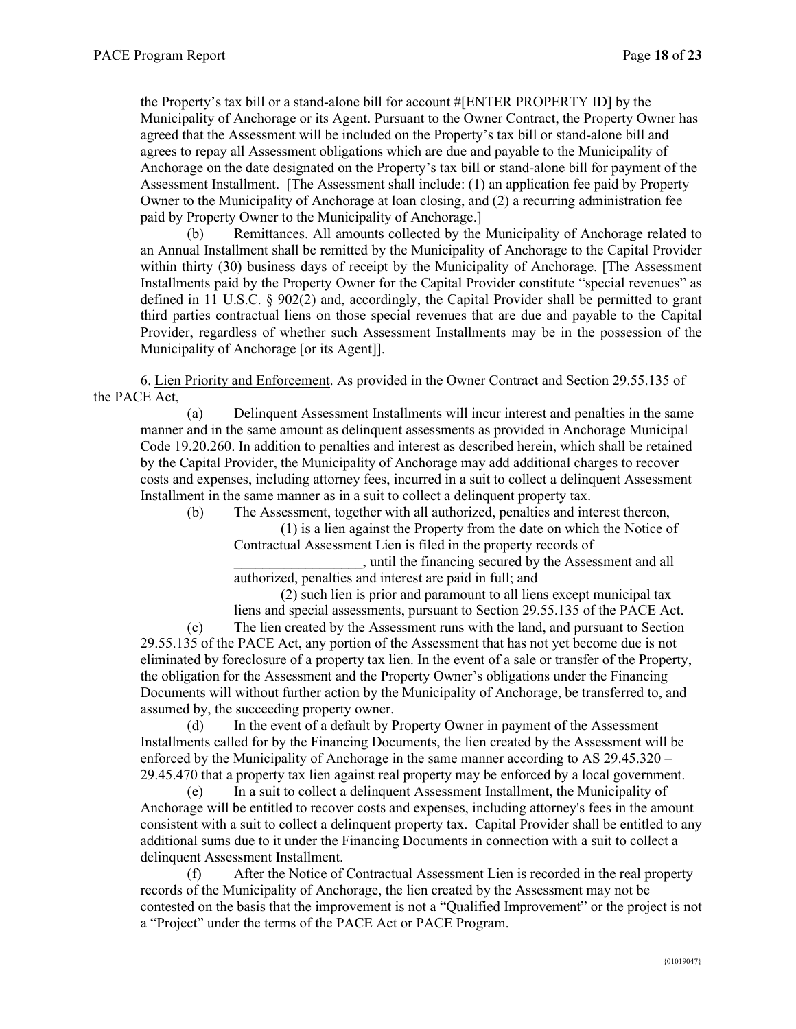the Property's tax bill or a stand-alone bill for account #[ENTER PROPERTY ID] by the Municipality of Anchorage or its Agent. Pursuant to the Owner Contract, the Property Owner has agreed that the Assessment will be included on the Property's tax bill or stand-alone bill and agrees to repay all Assessment obligations which are due and payable to the Municipality of Anchorage on the date designated on the Property's tax bill or stand-alone bill for payment of the Assessment Installment. [The Assessment shall include: (1) an application fee paid by Property Owner to the Municipality of Anchorage at loan closing, and (2) a recurring administration fee paid by Property Owner to the Municipality of Anchorage.]

(b) Remittances. All amounts collected by the Municipality of Anchorage related to an Annual Installment shall be remitted by the Municipality of Anchorage to the Capital Provider within thirty (30) business days of receipt by the Municipality of Anchorage. [The Assessment Installments paid by the Property Owner for the Capital Provider constitute "special revenues" as defined in 11 U.S.C. § 902(2) and, accordingly, the Capital Provider shall be permitted to grant third parties contractual liens on those special revenues that are due and payable to the Capital Provider, regardless of whether such Assessment Installments may be in the possession of the Municipality of Anchorage [or its Agent]].

6. Lien Priority and Enforcement. As provided in the Owner Contract and Section 29.55.135 of the PACE Act,

(a) Delinquent Assessment Installments will incur interest and penalties in the same manner and in the same amount as delinquent assessments as provided in Anchorage Municipal Code 19.20.260. In addition to penalties and interest as described herein, which shall be retained by the Capital Provider, the Municipality of Anchorage may add additional charges to recover costs and expenses, including attorney fees, incurred in a suit to collect a delinquent Assessment Installment in the same manner as in a suit to collect a delinquent property tax.

(b) The Assessment, together with all authorized, penalties and interest thereon,

(1) is a lien against the Property from the date on which the Notice of Contractual Assessment Lien is filed in the property records of __________________, until the financing secured by the Assessment and all authorized, penalties and interest are paid in full; and

(2) such lien is prior and paramount to all liens except municipal tax liens and special assessments, pursuant to Section 29.55.135 of the PACE Act.

(c) The lien created by the Assessment runs with the land, and pursuant to Section 29.55.135 of the PACE Act, any portion of the Assessment that has not yet become due is not eliminated by foreclosure of a property tax lien. In the event of a sale or transfer of the Property, the obligation for the Assessment and the Property Owner's obligations under the Financing Documents will without further action by the Municipality of Anchorage, be transferred to, and assumed by, the succeeding property owner.

(d) In the event of a default by Property Owner in payment of the Assessment Installments called for by the Financing Documents, the lien created by the Assessment will be enforced by the Municipality of Anchorage in the same manner according to AS 29.45.320 – 29.45.470 that a property tax lien against real property may be enforced by a local government.

(e) In a suit to collect a delinquent Assessment Installment, the Municipality of Anchorage will be entitled to recover costs and expenses, including attorney's fees in the amount consistent with a suit to collect a delinquent property tax. Capital Provider shall be entitled to any additional sums due to it under the Financing Documents in connection with a suit to collect a delinquent Assessment Installment.

(f) After the Notice of Contractual Assessment Lien is recorded in the real property records of the Municipality of Anchorage, the lien created by the Assessment may not be contested on the basis that the improvement is not a "Qualified Improvement" or the project is not a "Project" under the terms of the PACE Act or PACE Program.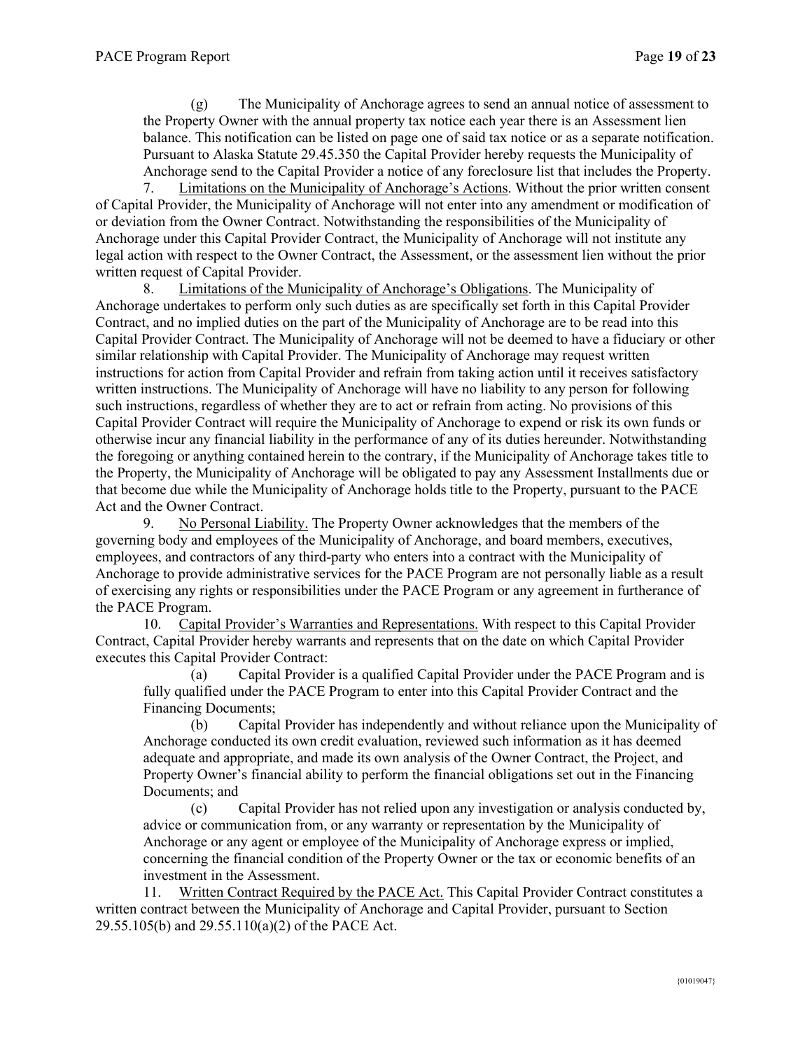(g) The Municipality of Anchorage agrees to send an annual notice of assessment to the Property Owner with the annual property tax notice each year there is an Assessment lien balance. This notification can be listed on page one of said tax notice or as a separate notification. Pursuant to Alaska Statute 29.45.350 the Capital Provider hereby requests the Municipality of Anchorage send to the Capital Provider a notice of any foreclosure list that includes the Property.

7. Limitations on the Municipality of Anchorage's Actions. Without the prior written consent of Capital Provider, the Municipality of Anchorage will not enter into any amendment or modification of or deviation from the Owner Contract. Notwithstanding the responsibilities of the Municipality of Anchorage under this Capital Provider Contract, the Municipality of Anchorage will not institute any legal action with respect to the Owner Contract, the Assessment, or the assessment lien without the prior written request of Capital Provider.

8. Limitations of the Municipality of Anchorage's Obligations. The Municipality of Anchorage undertakes to perform only such duties as are specifically set forth in this Capital Provider Contract, and no implied duties on the part of the Municipality of Anchorage are to be read into this Capital Provider Contract. The Municipality of Anchorage will not be deemed to have a fiduciary or other similar relationship with Capital Provider. The Municipality of Anchorage may request written instructions for action from Capital Provider and refrain from taking action until it receives satisfactory written instructions. The Municipality of Anchorage will have no liability to any person for following such instructions, regardless of whether they are to act or refrain from acting. No provisions of this Capital Provider Contract will require the Municipality of Anchorage to expend or risk its own funds or otherwise incur any financial liability in the performance of any of its duties hereunder. Notwithstanding the foregoing or anything contained herein to the contrary, if the Municipality of Anchorage takes title to the Property, the Municipality of Anchorage will be obligated to pay any Assessment Installments due or that become due while the Municipality of Anchorage holds title to the Property, pursuant to the PACE Act and the Owner Contract.

9. No Personal Liability. The Property Owner acknowledges that the members of the governing body and employees of the Municipality of Anchorage, and board members, executives, employees, and contractors of any third-party who enters into a contract with the Municipality of Anchorage to provide administrative services for the PACE Program are not personally liable as a result of exercising any rights or responsibilities under the PACE Program or any agreement in furtherance of the PACE Program.

10. Capital Provider's Warranties and Representations. With respect to this Capital Provider Contract, Capital Provider hereby warrants and represents that on the date on which Capital Provider executes this Capital Provider Contract:

(a) Capital Provider is a qualified Capital Provider under the PACE Program and is fully qualified under the PACE Program to enter into this Capital Provider Contract and the Financing Documents;

(b) Capital Provider has independently and without reliance upon the Municipality of Anchorage conducted its own credit evaluation, reviewed such information as it has deemed adequate and appropriate, and made its own analysis of the Owner Contract, the Project, and Property Owner's financial ability to perform the financial obligations set out in the Financing Documents; and

(c) Capital Provider has not relied upon any investigation or analysis conducted by, advice or communication from, or any warranty or representation by the Municipality of Anchorage or any agent or employee of the Municipality of Anchorage express or implied, concerning the financial condition of the Property Owner or the tax or economic benefits of an investment in the Assessment.

11. Written Contract Required by the PACE Act. This Capital Provider Contract constitutes a written contract between the Municipality of Anchorage and Capital Provider, pursuant to Section 29.55.105(b) and 29.55.110(a)(2) of the PACE Act.

{01019047}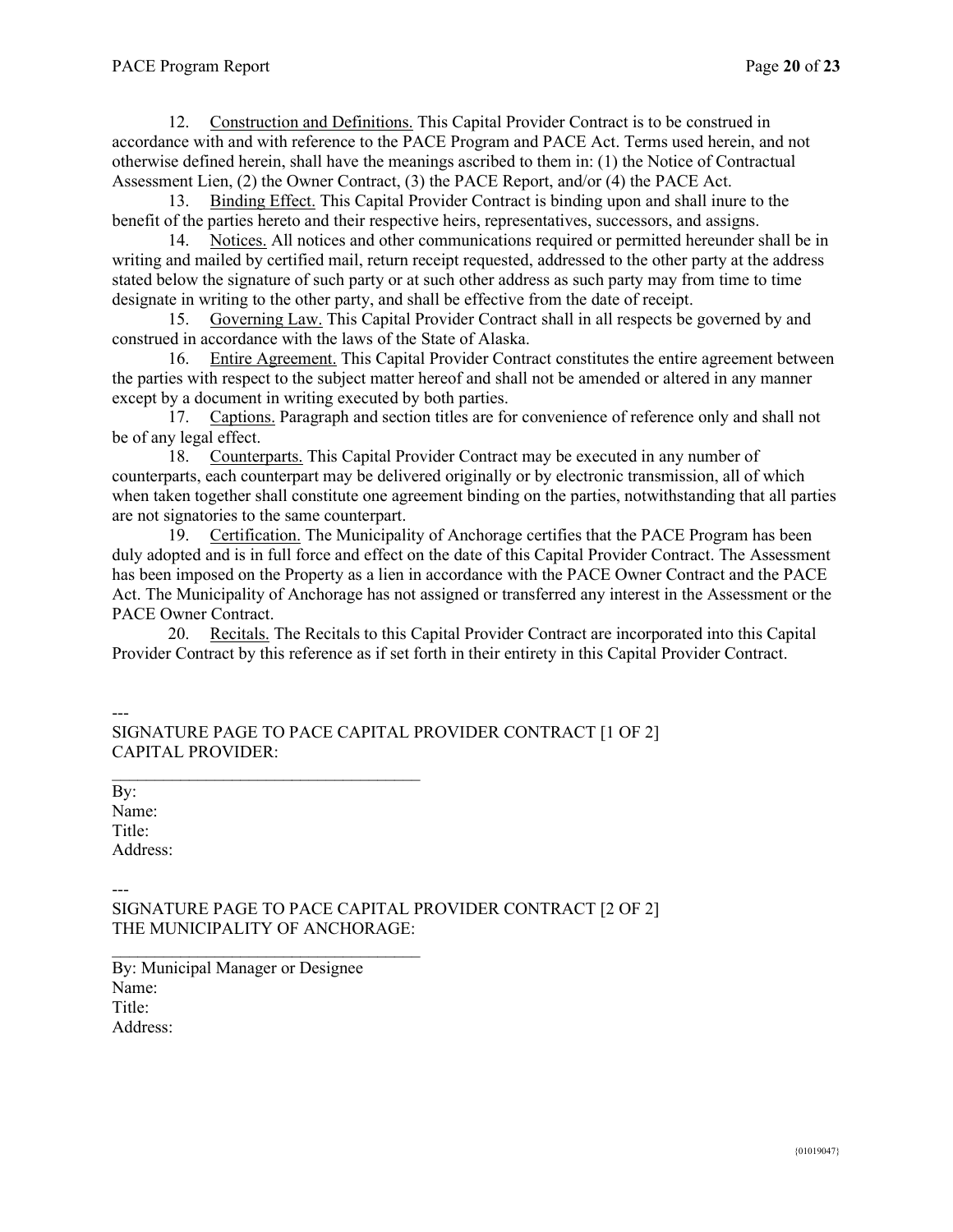12. Construction and Definitions. This Capital Provider Contract is to be construed in accordance with and with reference to the PACE Program and PACE Act. Terms used herein, and not otherwise defined herein, shall have the meanings ascribed to them in: (1) the Notice of Contractual Assessment Lien, (2) the Owner Contract, (3) the PACE Report, and/or (4) the PACE Act.

13. Binding Effect. This Capital Provider Contract is binding upon and shall inure to the benefit of the parties hereto and their respective heirs, representatives, successors, and assigns.

14. Notices. All notices and other communications required or permitted hereunder shall be in writing and mailed by certified mail, return receipt requested, addressed to the other party at the address stated below the signature of such party or at such other address as such party may from time to time designate in writing to the other party, and shall be effective from the date of receipt.

15. Governing Law. This Capital Provider Contract shall in all respects be governed by and construed in accordance with the laws of the State of Alaska.

16. Entire Agreement. This Capital Provider Contract constitutes the entire agreement between the parties with respect to the subject matter hereof and shall not be amended or altered in any manner except by a document in writing executed by both parties.

17. Captions. Paragraph and section titles are for convenience of reference only and shall not be of any legal effect.

18. Counterparts. This Capital Provider Contract may be executed in any number of counterparts, each counterpart may be delivered originally or by electronic transmission, all of which when taken together shall constitute one agreement binding on the parties, notwithstanding that all parties are not signatories to the same counterpart.

19. Certification. The Municipality of Anchorage certifies that the PACE Program has been duly adopted and is in full force and effect on the date of this Capital Provider Contract. The Assessment has been imposed on the Property as a lien in accordance with the PACE Owner Contract and the PACE Act. The Municipality of Anchorage has not assigned or transferred any interest in the Assessment or the PACE Owner Contract.

20. Recitals. The Recitals to this Capital Provider Contract are incorporated into this Capital Provider Contract by this reference as if set forth in their entirety in this Capital Provider Contract.

---

SIGNATURE PAGE TO PACE CAPITAL PROVIDER CONTRACT [1 OF 2]
CAPITAL PROVIDER:

____________________________________
By:
Name:
Title:
Address:

---

SIGNATURE PAGE TO PACE CAPITAL PROVIDER CONTRACT [2 OF 2]
THE MUNICIPALITY OF ANCHORAGE:

____________________________________
By: Municipal Manager or Designee
Name:
Title:
Address:

{01019047}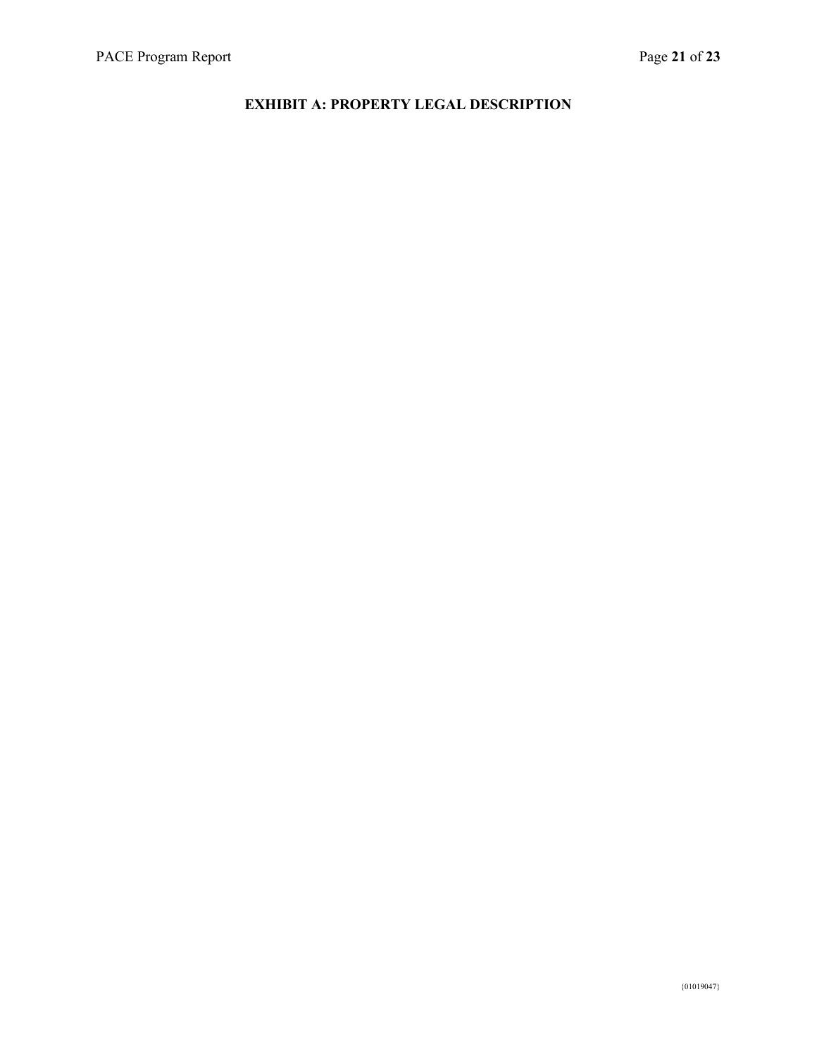**EXHIBIT A: PROPERTY LEGAL DESCRIPTION**

{01019047}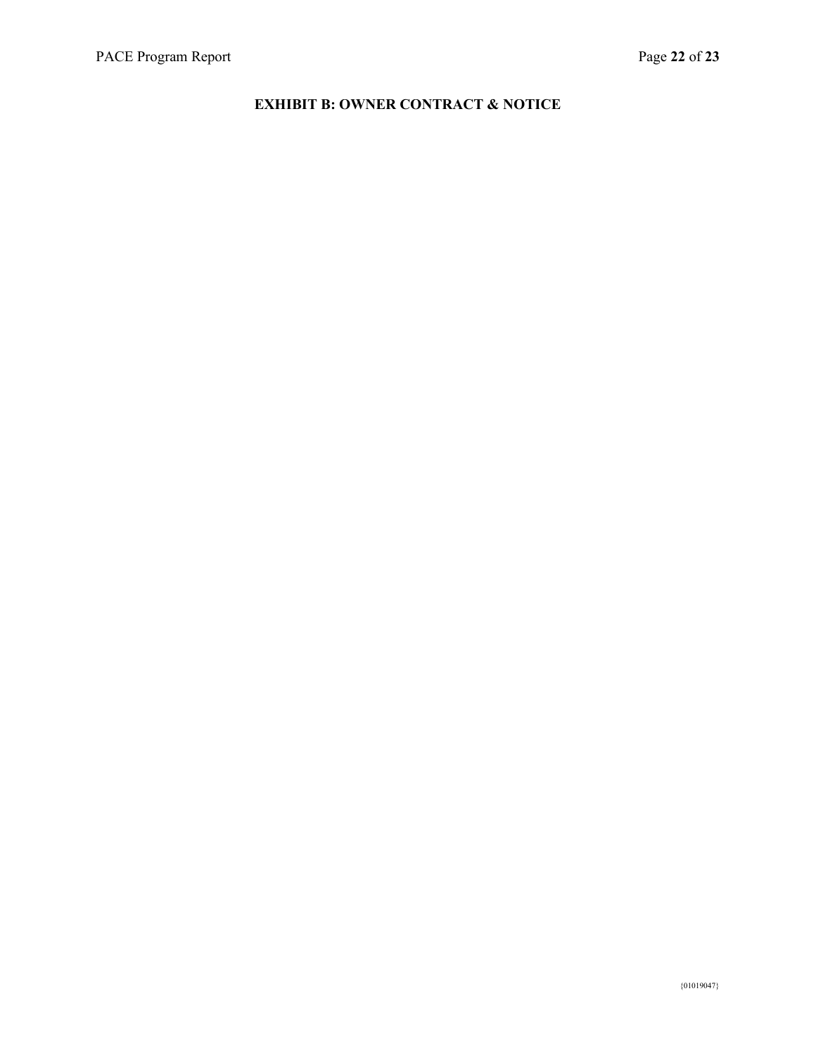# EXHIBIT B: OWNER CONTRACT & NOTICE

{01019047}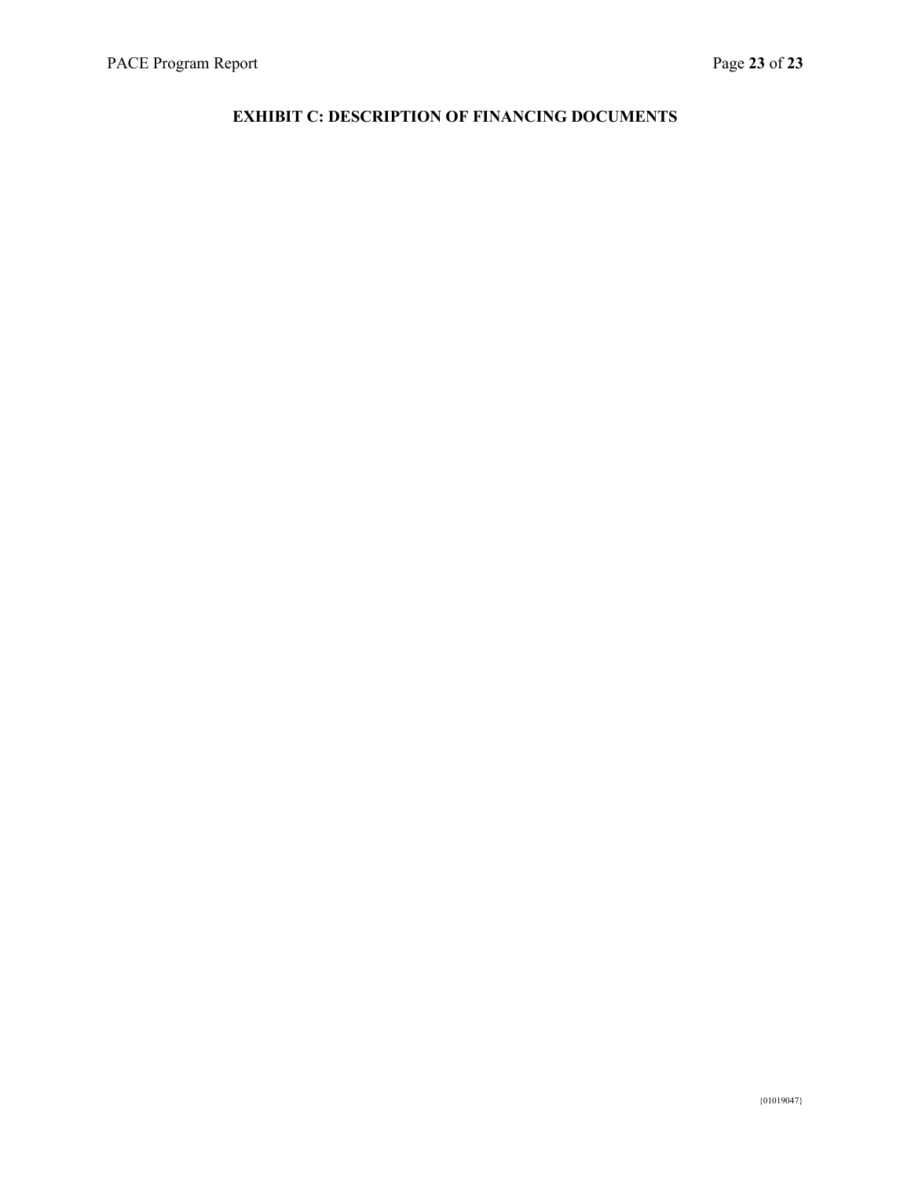## EXHIBIT C: DESCRIPTION OF FINANCING DOCUMENTS

{01019047}